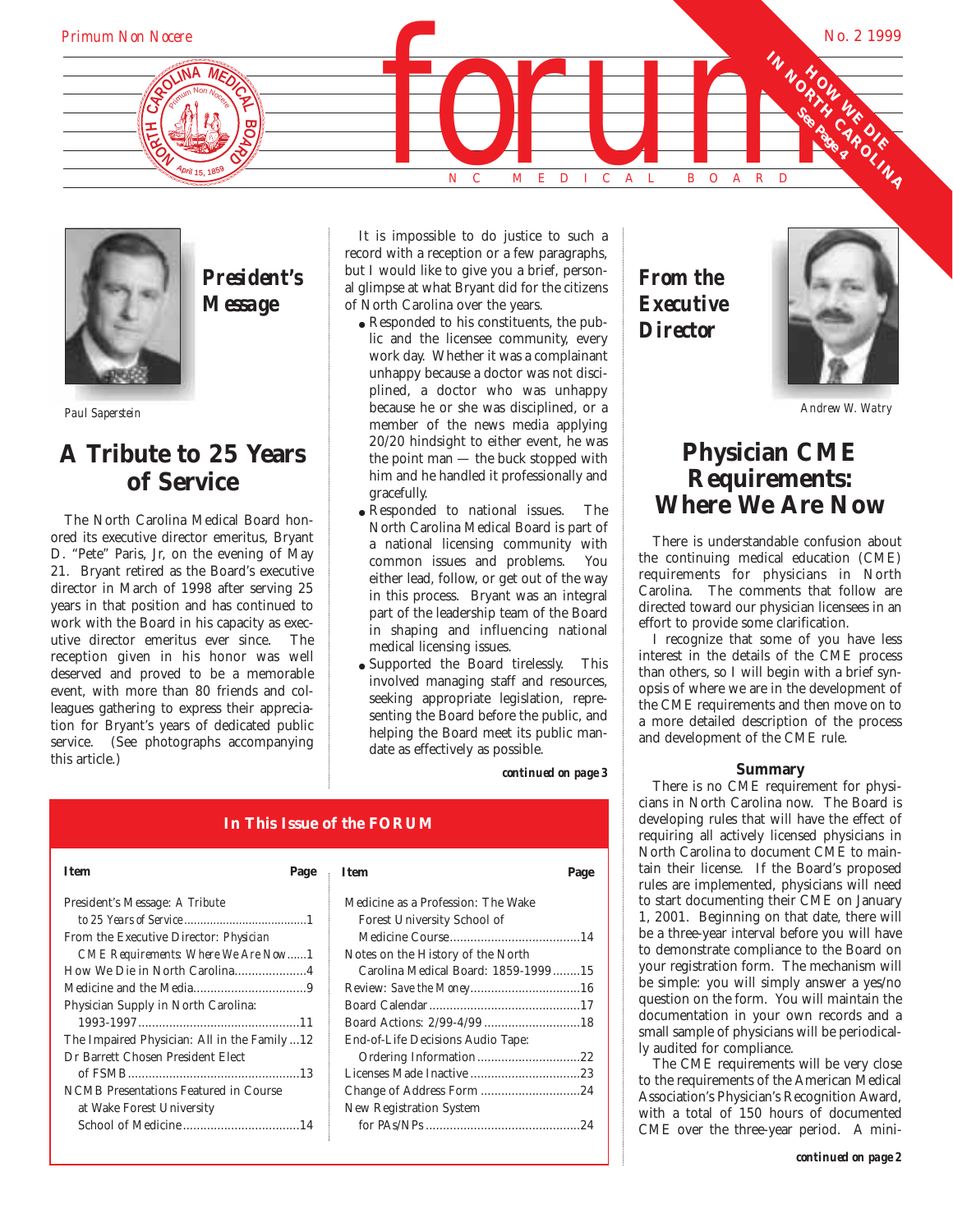*Primum Non Nocere*

# forum

NC MEDICAL BOARD

No. 2 1999

HOW WE DIE IN NORTH CAROLINA See Page 4

## President's Message

*Paul Saperstein*

## A Tribute to 25 Years of Service

The North Carolina Medical Board honored its executive director emeritus, Bryant D. "Pete" Paris, Jr, on the evening of May 21. Bryant retired as the Board's executive director in March of 1998 after serving 25 years in that position and has continued to work with the Board in his capacity as executive director emeritus ever since. The reception given in his honor was well deserved and proved to be a memorable event, with more than 80 friends and colleagues gathering to express their appreciation for Bryant's years of dedicated public service. (See photographs accompanying this article.)

It is impossible to do justice to such a record with a reception or a few paragraphs, but I would like to give you a brief, personal glimpse at what Bryant did for the citizens of North Carolina over the years.

- Responded to his constituents, the public and the licensee community, every work day. Whether it was a complainant unhappy because a doctor was not disciplined, a doctor who was unhappy because he or she was disciplined, or a member of the news media applying 20/20 hindsight to either event, he was the point man — the buck stopped with him and he handled it professionally and gracefully.
- Responded to national issues. The North Carolina Medical Board is part of a national licensing community with common issues and problems. You either lead, follow, or get out of the way in this process. Bryant was an integral part of the leadership team of the Board in shaping and influencing national medical licensing issues.
- Supported the Board tirelessly. This involved managing staff and resources, seeking appropriate legislation, representing the Board before the public, and helping the Board meet its public mandate as effectively as possible.

***continued on page 3***

## From the Executive Director

*Andrew W. Watry*

## Physician CME Requirements: Where We Are Now

There is understandable confusion about the continuing medical education (CME) requirements for physicians in North Carolina. The comments that follow are directed toward our physician licensees in an effort to provide some clarification.

I recognize that some of you have less interest in the details of the CME process than others, so I will begin with a brief synopsis of where we are in the development of the CME requirements and then move on to a more detailed description of the process and development of the CME rule.

### Summary

There is no CME requirement for physicians in North Carolina now. The Board is developing rules that will have the effect of requiring all actively licensed physicians in North Carolina to document CME to maintain their license. If the Board's proposed rules are implemented, physicians will need to start documenting their CME on January 1, 2001. Beginning on that date, there will be a three-year interval before you will have to demonstrate compliance to the Board on your registration form. The mechanism will be simple: you will simply answer a yes/no question on the form. You will maintain the documentation in your own records and a small sample of physicians will be periodically audited for compliance.

The CME requirements will be very close to the requirements of the American Medical Association's Physician's Recognition Award, with a total of 150 hours of documented CME over the three-year period. A mini-

***continued on page 2***

### In This Issue of the FORUM

| Item | Page |
|---|---|
| President's Message: *A Tribute to 25 Years of Service* | 1 |
| From the Executive Director: *Physician CME Requirements: Where We Are Now* | 1 |
| How We Die in North Carolina | 4 |
| Medicine and the Media | 9 |
| Physician Supply in North Carolina: 1993-1997 | 11 |
| The Impaired Physician: All in the Family | 12 |
| Dr Barrett Chosen President Elect of FSMB | 13 |
| NCMB Presentations Featured in Course at Wake Forest University School of Medicine | 14 |
| Medicine as a Profession: The Wake Forest University School of Medicine Course | 14 |
| Notes on the History of the North Carolina Medical Board: 1859-1999 | 15 |
| Review: *Save the Money* | 16 |
| Board Calendar | 17 |
| Board Actions: 2/99-4/99 | 18 |
| End-of-Life Decisions Audio Tape: Ordering Information | 22 |
| Licenses Made Inactive | 23 |
| Change of Address Form | 24 |
| New Registration System for PAs/NPs | 24 |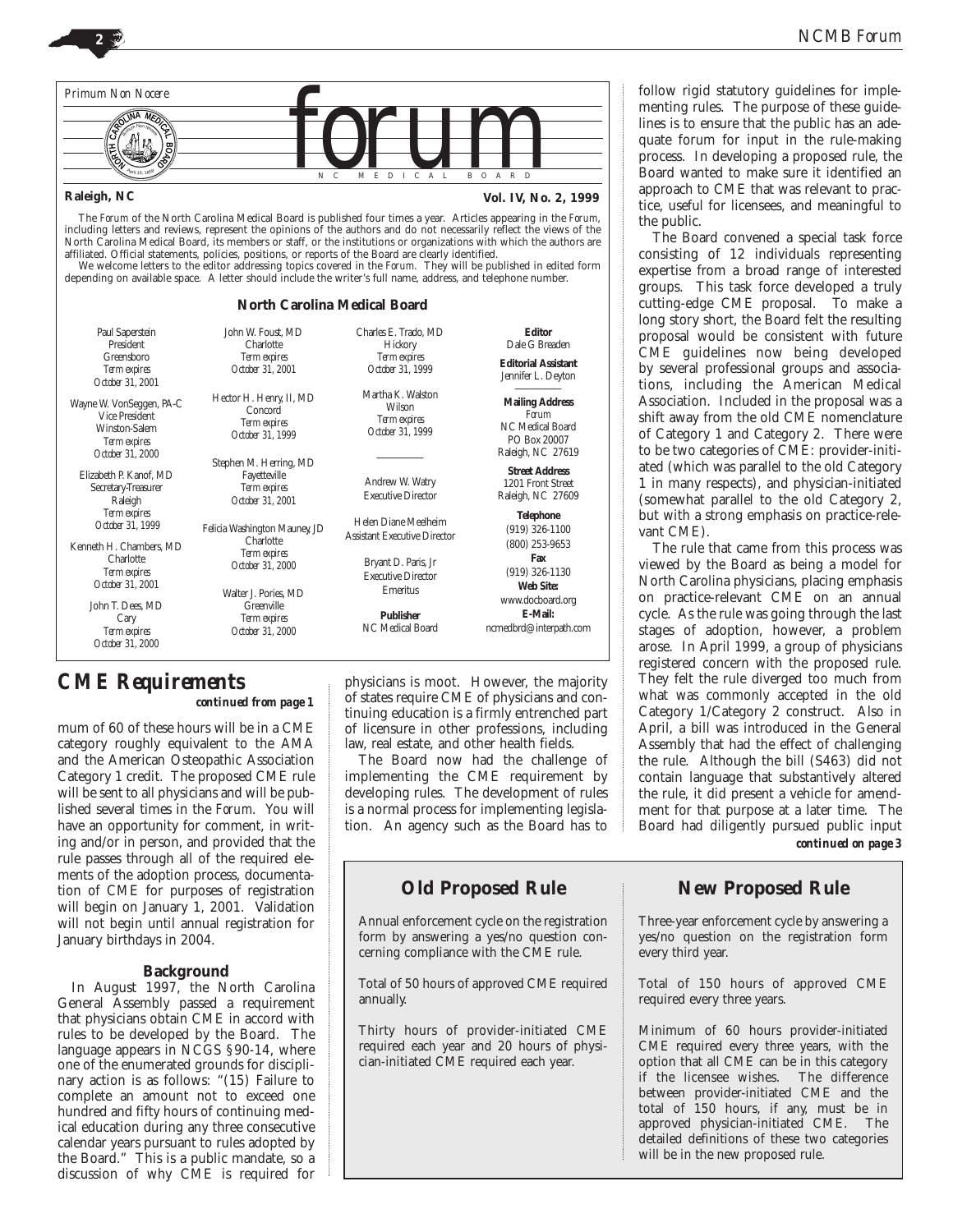*Primum Non Nocere*

# forum

N C M E D I C A L B O A R D

**Raleigh, NC** **Vol. IV, No. 2, 1999**

The *Forum* of the North Carolina Medical Board is published four times a year. Articles appearing in the *Forum*, including letters and reviews, represent the opinions of the authors and do not necessarily reflect the views of the North Carolina Medical Board, its members or staff, or the institutions or organizations with which the authors are affiliated. Official statements, policies, positions, or reports of the Board are clearly identified.

We welcome letters to the editor addressing topics covered in the *Forum*. They will be published in edited form depending on available space. A letter should include the writer's full name, address, and telephone number.

**North Carolina Medical Board**

Paul Saperstein
President
Greensboro
*Term expires October 31, 2001*

Wayne W. VonSeggen, PA-C
Vice President
Winston-Salem
*Term expires October 31, 2000*

Elizabeth P. Kanof, MD
Secretary-Treasurer
Raleigh
*Term expires October 31, 1999*

Kenneth H. Chambers, MD
Charlotte
*Term expires October 31, 2001*

John T. Dees, MD
Cary
*Term expires October 31, 2000*

John W. Foust, MD
Charlotte
*Term expires October 31, 2001*

Hector H. Henry, II, MD
Concord
*Term expires October 31, 1999*

Stephen M. Herring, MD
Fayetteville
*Term expires October 31, 2001*

Felicia Washington Mauney, JD
Charlotte
*Term expires October 31, 2000*

Walter J. Pories, MD
Greenville
*Term expires October 31, 2000*

Charles E. Trado, MD
Hickory
*Term expires October 31, 1999*

Martha K. Walston
Wilson
*Term expires October 31, 1999*

Andrew W. Watry
Executive Director

Helen Diane Meelheim
Assistant Executive Director

Bryant D. Paris, Jr
Executive Director Emeritus

**Publisher**
NC Medical Board

**Editor**
Dale G Breaden

**Editorial Assistant**
Jennifer L. Deyton

**Mailing Address**
*Forum*
NC Medical Board
PO Box 20007
Raleigh, NC 27619

**Street Address**
1201 Front Street
Raleigh, NC 27609

**Telephone**
(919) 326-1100
(800) 253-9653

**Fax**
(919) 326-1130

**Web Site:**
www.docboard.org

**E-Mail:**
ncmedbrd@interpath.com

## CME Requirements

***continued from page 1***

mum of 60 of these hours will be in a CME category roughly equivalent to the AMA and the American Osteopathic Association Category 1 credit. The proposed CME rule will be sent to all physicians and will be published several times in the *Forum*. You will have an opportunity for comment, in writing and/or in person, and provided that the rule passes through all of the required elements of the adoption process, documentation of CME for purposes of registration will begin on January 1, 2001. Validation will not begin until annual registration for January birthdays in 2004.

### Background

In August 1997, the North Carolina General Assembly passed a requirement that physicians obtain CME in accord with rules to be developed by the Board. The language appears in NCGS §90-14, where one of the enumerated grounds for disciplinary action is as follows: "(15) Failure to complete an amount not to exceed one hundred and fifty hours of continuing medical education during any three consecutive calendar years pursuant to rules adopted by the Board." This is a public mandate, so a discussion of why CME is required for physicians is moot. However, the majority of states require CME of physicians and continuing education is a firmly entrenched part of licensure in other professions, including law, real estate, and other health fields.

The Board now had the challenge of implementing the CME requirement by developing rules. The development of rules is a normal process for implementing legislation. An agency such as the Board has to follow rigid statutory guidelines for implementing rules. The purpose of these guidelines is to ensure that the public has an adequate forum for input in the rule-making process. In developing a proposed rule, the Board wanted to make sure it identified an approach to CME that was relevant to practice, useful for licensees, and meaningful to the public.

The Board convened a special task force consisting of 12 individuals representing expertise from a broad range of interested groups. This task force developed a truly cutting-edge CME proposal. To make a long story short, the Board felt the resulting proposal would be consistent with future CME guidelines now being developed by several professional groups and associations, including the American Medical Association. Included in the proposal was a shift away from the old CME nomenclature of Category 1 and Category 2. There were to be two categories of CME: provider-initiated (which was parallel to the old Category 1 in many respects), and physician-initiated (somewhat parallel to the old Category 2, but with a strong emphasis on practice-relevant CME).

The rule that came from this process was viewed by the Board as being a model for North Carolina physicians, placing emphasis on practice-relevant CME on an annual cycle. As the rule was going through the last stages of adoption, however, a problem arose. In April 1999, a group of physicians registered concern with the proposed rule. They felt the rule diverged too much from what was commonly accepted in the old Category 1/Category 2 construct. Also in April, a bill was introduced in the General Assembly that had the effect of challenging the rule. Although the bill (S463) did not contain language that substantively altered the rule, it did present a vehicle for amendment for that purpose at a later time. The Board had diligently pursued public input

***continued on page 3***

| Old Proposed Rule | New Proposed Rule |
|---|---|
| Annual enforcement cycle on the registration form by answering a yes/no question concerning compliance with the CME rule. | Three-year enforcement cycle by answering a yes/no question on the registration form every third year. |
| Total of 50 hours of approved CME required annually. | Total of 150 hours of approved CME required every three years. |
| Thirty hours of provider-initiated CME required each year and 20 hours of physician-initiated CME required each year. | Minimum of 60 hours provider-initiated CME required every three years, with the option that all CME can be in this category if the licensee wishes. The difference between provider-initiated CME and the total of 150 hours, if any, must be in approved physician-initiated CME. The detailed definitions of these two categories will be in the new proposed rule. |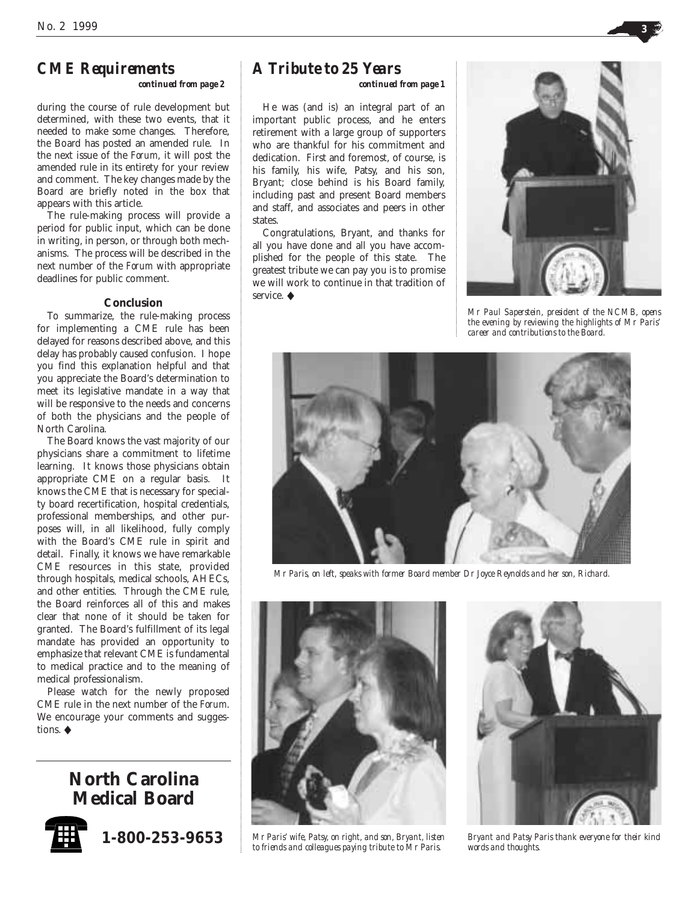## CME Requirements

*continued from page 2*

during the course of rule development but determined, with these two events, that it needed to make some changes. Therefore, the Board has posted an amended rule. In the next issue of the *Forum*, it will post the amended rule in its entirety for your review and comment. The key changes made by the Board are briefly noted in the box that appears with this article.

The rule-making process will provide a period for public input, which can be done in writing, in person, or through both mechanisms. The process will be described in the next number of the *Forum* with appropriate deadlines for public comment.

### Conclusion

To summarize, the rule-making process for implementing a CME rule has been delayed for reasons described above, and this delay has probably caused confusion. I hope you find this explanation helpful and that you appreciate the Board's determination to meet its legislative mandate in a way that will be responsive to the needs and concerns of both the physicians and the people of North Carolina.

The Board knows the vast majority of our physicians share a commitment to lifetime learning. It knows those physicians obtain appropriate CME on a regular basis. It knows the CME that is necessary for specialty board recertification, hospital credentials, professional memberships, and other purposes will, in all likelihood, fully comply with the Board's CME rule in spirit and detail. Finally, it knows we have remarkable CME resources in this state, provided through hospitals, medical schools, AHECs, and other entities. Through the CME rule, the Board reinforces all of this and makes clear that none of it should be taken for granted. The Board's fulfillment of its legal mandate has provided an opportunity to emphasize that relevant CME is fundamental to medical practice and to the meaning of medical professionalism.

Please watch for the newly proposed CME rule in the next number of the *Forum*. We encourage your comments and suggestions. ◆

**North Carolina Medical Board**

**1-800-253-9653**

## A Tribute to 25 Years

*continued from page 1*

He was (and is) an integral part of an important public process, and he enters retirement with a large group of supporters who are thankful for his commitment and dedication. First and foremost, of course, is his family, his wife, Patsy, and his son, Bryant; close behind is his Board family, including past and present Board members and staff, and associates and peers in other states.

Congratulations, Bryant, and thanks for all you have done and all you have accomplished for the people of this state. The greatest tribute we can pay you is to promise we will work to continue in that tradition of service. ◆

*Mr Paul Saperstein, president of the NCMB, opens the evening by reviewing the highlights of Mr Paris' career and contributions to the Board.*

*Mr Paris, on left, speaks with former Board member Dr Joyce Reynolds and her son, Richard.*

*Mr Paris' wife, Patsy, on right, and son, Bryant, listen to friends and colleagues paying tribute to Mr Paris.*

*Bryant and Patsy Paris thank everyone for their kind words and thoughts.*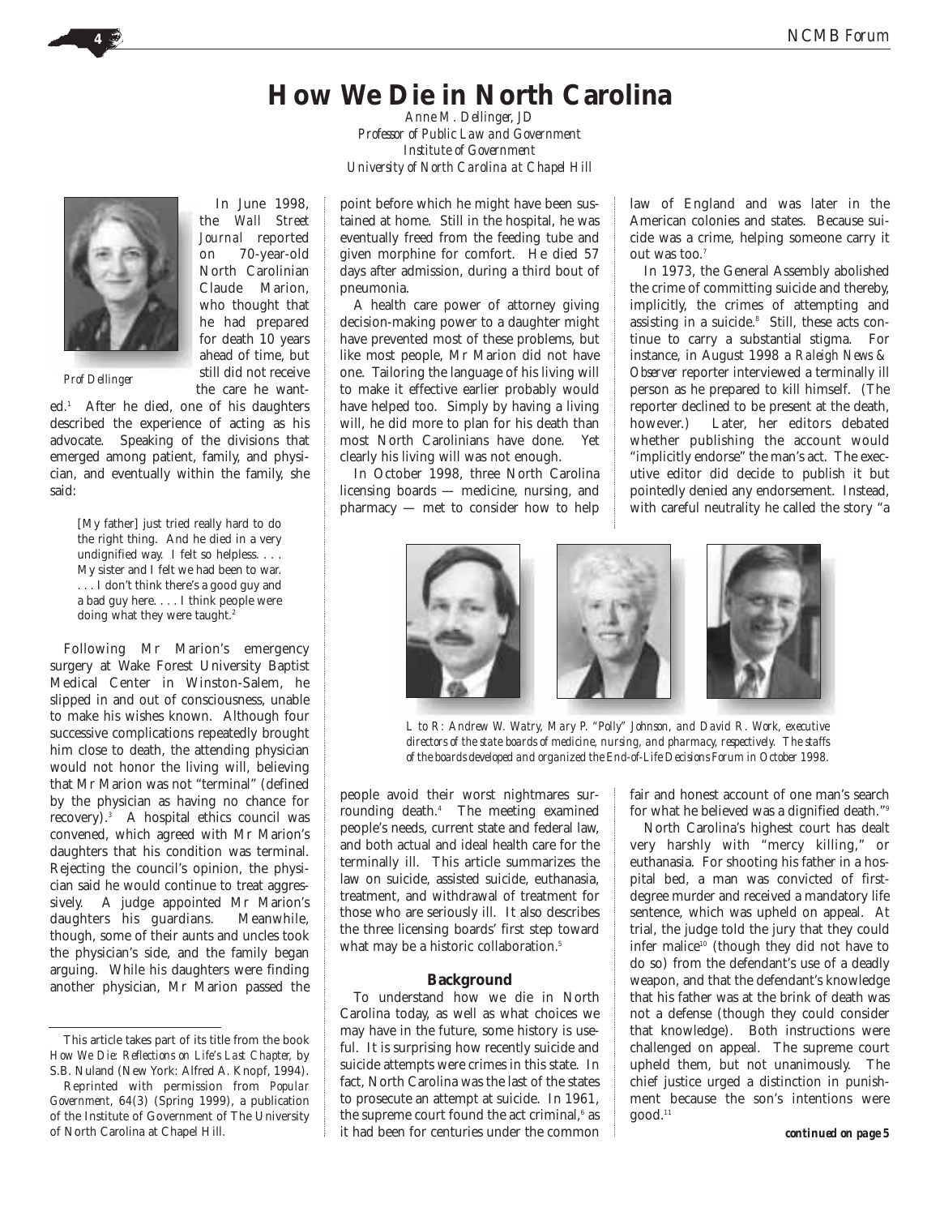# How We Die in North Carolina

*Anne M. Dellinger, JD*
*Professor of Public Law and Government*
*Institute of Government*
*University of North Carolina at Chapel Hill*

*Prof Dellinger*

In June 1998, the *Wall Street Journal* reported on 70-year-old North Carolinian Claude Marion, who thought that he had prepared for death 10 years ahead of time, but still did not receive the care he wanted.[1] After he died, one of his daughters described the experience of acting as his advocate. Speaking of the divisions that emerged among patient, family, and physician, and eventually within the family, she said:

> [My father] just tried really hard to do the right thing. And he died in a very undignified way. I felt so helpless. . . . My sister and I felt we had been to war. . . . I don't think there's a good guy and a bad guy here. . . . I think people were doing what they were taught.[2]

Following Mr Marion's emergency surgery at Wake Forest University Baptist Medical Center in Winston-Salem, he slipped in and out of consciousness, unable to make his wishes known. Although four successive complications repeatedly brought him close to death, the attending physician would not honor the living will, believing that Mr Marion was not "terminal" (defined by the physician as having no chance for recovery).[3] A hospital ethics council was convened, which agreed with Mr Marion's daughters that his condition was terminal. Rejecting the council's opinion, the physician said he would continue to treat aggressively. A judge appointed Mr Marion's daughters his guardians. Meanwhile, though, some of their aunts and uncles took the physician's side, and the family began arguing. While his daughters were finding another physician, Mr Marion passed the point before which he might have been sustained at home. Still in the hospital, he was eventually freed from the feeding tube and given morphine for comfort. He died 57 days after admission, during a third bout of pneumonia.

A health care power of attorney giving decision-making power to a daughter might have prevented most of these problems, but like most people, Mr Marion did not have one. Tailoring the language of his living will to make it effective earlier probably would have helped too. Simply by having a living will, he did more to plan for his death than most North Carolinians have done. Yet clearly his living will was not enough.

In October 1998, three North Carolina licensing boards — medicine, nursing, and pharmacy — met to consider how to help people avoid their worst nightmares surrounding death.[4] The meeting examined people's needs, current state and federal law, and both actual and ideal health care for the terminally ill. This article summarizes the law on suicide, assisted suicide, euthanasia, treatment, and withdrawal of treatment for those who are seriously ill. It also describes the three licensing boards' first step toward what may be a historic collaboration.[5]

### Background

To understand how we die in North Carolina today, as well as what choices we may have in the future, some history is useful. It is surprising how recently suicide and suicide attempts were crimes in this state. In fact, North Carolina was the last of the states to prosecute an attempt at suicide. In 1961, the supreme court found the act criminal,[6] as it had been for centuries under the common law of England and was later in the American colonies and states. Because suicide was a crime, helping someone carry it out was too.[7]

In 1973, the General Assembly abolished the crime of committing suicide and thereby, implicitly, the crimes of attempting and assisting in a suicide.[8] Still, these acts continue to carry a substantial stigma. For instance, in August 1998 a *Raleigh News & Observer* reporter interviewed a terminally ill person as he prepared to kill himself. (The reporter declined to be present at the death, however.) Later, her editors debated whether publishing the account would "implicitly endorse" the man's act. The executive editor did decide to publish it but pointedly denied any endorsement. Instead, with careful neutrality he called the story "a fair and honest account of one man's search for what he believed was a dignified death."[9]

*L to R: Andrew W. Watry, Mary P. "Polly" Johnson, and David R. Work, executive directors of the state boards of medicine, nursing, and pharmacy, respectively. The staffs of the boards developed and organized the End-of-Life Decisions Forum in October 1998.*

North Carolina's highest court has dealt very harshly with "mercy killing," or euthanasia. For shooting his father in a hospital bed, a man was convicted of first-degree murder and received a mandatory life sentence, which was upheld on appeal. At trial, the judge told the jury that they could infer malice[10] (though they did not have to do so) from the defendant's use of a deadly weapon, and that the defendant's knowledge that his father was at the brink of death was not a defense (though they could consider that knowledge). Both instructions were challenged on appeal. The supreme court upheld them, but not unanimously. The chief justice urged a distinction in punishment because the son's intentions were good.[11]

*continued on page 5*

---

This article takes part of its title from the book *How We Die: Reflections on Life's Last Chapter*, by S.B. Nuland (New York: Alfred A. Knopf, 1994).

Reprinted with permission from *Popular Government*, 64(3) (Spring 1999), a publication of the Institute of Government of The University of North Carolina at Chapel Hill.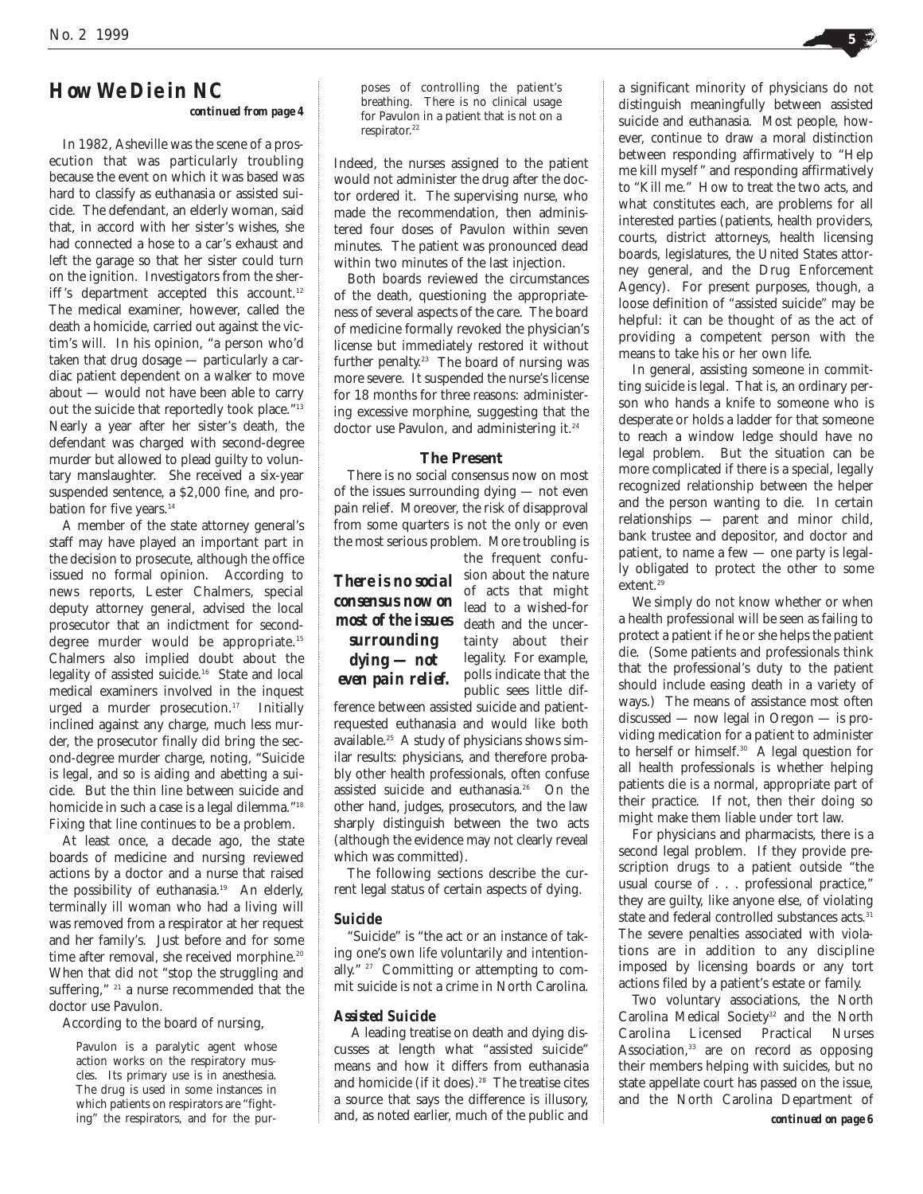## How We Die in NC

*continued from page 4*

In 1982, Asheville was the scene of a prosecution that was particularly troubling because the event on which it was based was hard to classify as euthanasia or assisted suicide. The defendant, an elderly woman, said that, in accord with her sister's wishes, she had connected a hose to a car's exhaust and left the garage so that her sister could turn on the ignition. Investigators from the sheriff's department accepted this account.[12] The medical examiner, however, called the death a homicide, carried out against the victim's will. In his opinion, "a person who'd taken that drug dosage — particularly a cardiac patient dependent on a walker to move about — would not have been able to carry out the suicide that reportedly took place."[13] Nearly a year after her sister's death, the defendant was charged with second-degree murder but allowed to plead guilty to voluntary manslaughter. She received a six-year suspended sentence, a $2,000 fine, and probation for five years.[14]

A member of the state attorney general's staff may have played an important part in the decision to prosecute, although the office issued no formal opinion. According to news reports, Lester Chalmers, special deputy attorney general, advised the local prosecutor that an indictment for second-degree murder would be appropriate.[15] Chalmers also implied doubt about the legality of assisted suicide.[16] State and local medical examiners involved in the inquest urged a murder prosecution.[17] Initially inclined against any charge, much less murder, the prosecutor finally did bring the second-degree murder charge, noting, "Suicide is legal, and so is aiding and abetting a suicide. But the thin line between suicide and homicide in such a case is a legal dilemma."[18] Fixing that line continues to be a problem.

At least once, a decade ago, the state boards of medicine and nursing reviewed actions by a doctor and a nurse that raised the possibility of euthanasia.[19] An elderly, terminally ill woman who had a living will was removed from a respirator at her request and her family's. Just before and for some time after removal, she received morphine.[20] When that did not "stop the struggling and suffering," [21] a nurse recommended that the doctor use Pavulon.

According to the board of nursing,

> Pavulon is a paralytic agent whose action works on the respiratory muscles. Its primary use is in anesthesia. The drug is used in some instances in which patients on respirators are "fighting" the respirators, and for the purposes of controlling the patient's breathing. There is no clinical usage for Pavulon in a patient that is not on a respirator.[22]

Indeed, the nurses assigned to the patient would not administer the drug after the doctor ordered it. The supervising nurse, who made the recommendation, then administered four doses of Pavulon within seven minutes. The patient was pronounced dead within two minutes of the last injection.

Both boards reviewed the circumstances of the death, questioning the appropriateness of several aspects of the care. The board of medicine formally revoked the physician's license but immediately restored it without further penalty.[23] The board of nursing was more severe. It suspended the nurse's license for 18 months for three reasons: administering excessive morphine, suggesting that the doctor use Pavulon, and administering it.[24]

### The Present

There is no social consensus now on most of the issues surrounding dying — not even pain relief. Moreover, the risk of disapproval from some quarters is not the only or even the most serious problem. More troubling is the frequent confusion about the nature of acts that might lead to a wished-for death and the uncertainty about their legality. For example, polls indicate that the public sees little difference between assisted suicide and patient-requested euthanasia and would like both available.[25] A study of physicians shows similar results: physicians, and therefore probably other health professionals, often confuse assisted suicide and euthanasia.[26] On the other hand, judges, prosecutors, and the law sharply distinguish between the two acts (although the evidence may not clearly reveal which was committed).

> ***There is no social consensus now on most of the issues surrounding dying — not even pain relief.***

The following sections describe the current legal status of certain aspects of dying.

#### Suicide

"Suicide" is "the act or an instance of taking one's own life voluntarily and intentionally." [27] Committing or attempting to commit suicide is not a crime in North Carolina.

#### Assisted Suicide

A leading treatise on death and dying discusses at length what "assisted suicide" means and how it differs from euthanasia and homicide (if it does).[28] The treatise cites a source that says the difference is illusory, and, as noted earlier, much of the public and a significant minority of physicians do not distinguish meaningfully between assisted suicide and euthanasia. Most people, however, continue to draw a moral distinction between responding affirmatively to "Help me kill myself" and responding affirmatively to "Kill me." How to treat the two acts, and what constitutes each, are problems for all interested parties (patients, health providers, courts, district attorneys, health licensing boards, legislatures, the United States attorney general, and the Drug Enforcement Agency). For present purposes, though, a loose definition of "assisted suicide" may be helpful: it can be thought of as the act of providing a competent person with the means to take his or her own life.

In general, assisting someone in committing suicide is legal. That is, an ordinary person who hands a knife to someone who is desperate or holds a ladder for that someone to reach a window ledge should have no legal problem. But the situation can be more complicated if there is a special, legally recognized relationship between the helper and the person wanting to die. In certain relationships — parent and minor child, bank trustee and depositor, and doctor and patient, to name a few — one party is legally obligated to protect the other to some extent.[29]

We simply do not know whether or when a health professional will be seen as failing to protect a patient if he or she helps the patient die. (Some patients and professionals think that the professional's duty to the patient should include easing death in a variety of ways.) The means of assistance most often discussed — now legal in Oregon — is providing medication for a patient to administer to herself or himself.[30] A legal question for all health professionals is whether helping patients die is a normal, appropriate part of their practice. If not, then their doing so might make them liable under tort law.

For physicians and pharmacists, there is a second legal problem. If they provide prescription drugs to a patient outside "the usual course of . . . professional practice," they are guilty, like anyone else, of violating state and federal controlled substances acts.[31] The severe penalties associated with violations are in addition to any discipline imposed by licensing boards or any tort actions filed by a patient's estate or family.

Two voluntary associations, the North Carolina Medical Society[32] and the North Carolina Licensed Practical Nurses Association,[33] are on record as opposing their members helping with suicides, but no state appellate court has passed on the issue, and the North Carolina Department of

*continued on page 6*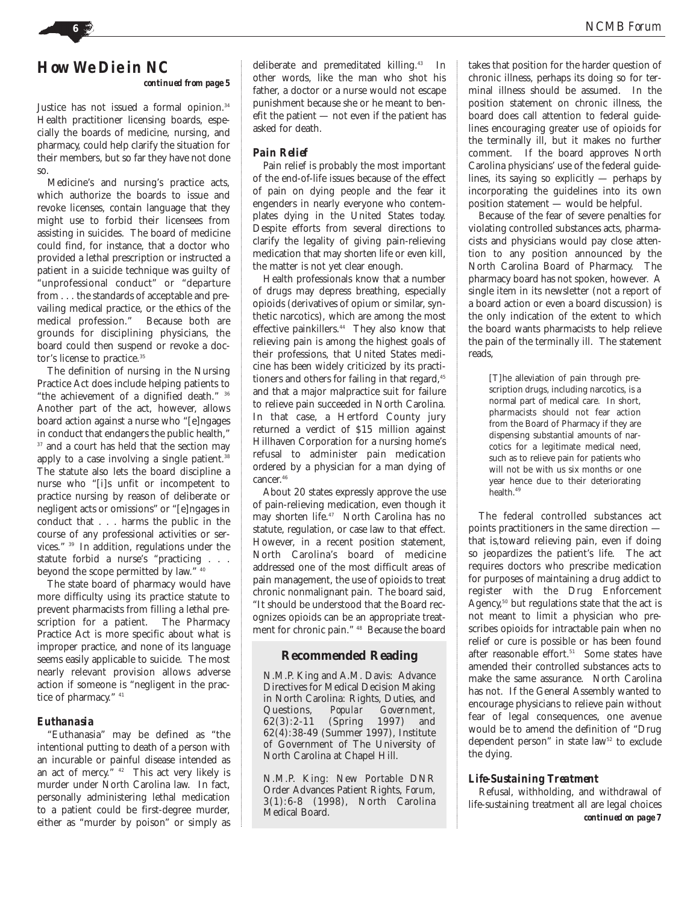## How We Die in NC

*continued from page 5*

Justice has not issued a formal opinion.[34] Health practitioner licensing boards, especially the boards of medicine, nursing, and pharmacy, could help clarify the situation for their members, but so far they have not done so.

Medicine's and nursing's practice acts, which authorize the boards to issue and revoke licenses, contain language that they might use to forbid their licensees from assisting in suicides. The board of medicine could find, for instance, that a doctor who provided a lethal prescription or instructed a patient in a suicide technique was guilty of "unprofessional conduct" or "departure from . . . the standards of acceptable and prevailing medical practice, or the ethics of the medical profession." Because both are grounds for disciplining physicians, the board could then suspend or revoke a doctor's license to practice.[35]

The definition of nursing in the Nursing Practice Act does include helping patients to "the achievement of a dignified death." [36] Another part of the act, however, allows board action against a nurse who "[e]ngages in conduct that endangers the public health," [37] and a court has held that the section may apply to a case involving a single patient.[38] The statute also lets the board discipline a nurse who "[i]s unfit or incompetent to practice nursing by reason of deliberate or negligent acts or omissions" or "[e]ngages in conduct that . . . harms the public in the course of any professional activities or services." [39] In addition, regulations under the statute forbid a nurse's "practicing . . . beyond the scope permitted by law." [40]

The state board of pharmacy would have more difficulty using its practice statute to prevent pharmacists from filling a lethal prescription for a patient. The Pharmacy Practice Act is more specific about what is improper practice, and none of its language seems easily applicable to suicide. The most nearly relevant provision allows adverse action if someone is "negligent in the practice of pharmacy." [41]

### Euthanasia

"Euthanasia" may be defined as "the intentional putting to death of a person with an incurable or painful disease intended as an act of mercy." [42] This act very likely is murder under North Carolina law. In fact, personally administering lethal medication to a patient could be first-degree murder, either as "murder by poison" or simply as deliberate and premeditated killing.[43] In other words, like the man who shot his father, a doctor or a nurse would not escape punishment because she or he meant to benefit the patient — not even if the patient has asked for death.

### Pain Relief

Pain relief is probably the most important of the end-of-life issues because of the effect of pain on dying people and the fear it engenders in nearly everyone who contemplates dying in the United States today. Despite efforts from several directions to clarify the legality of giving pain-relieving medication that may shorten life or even kill, the matter is not yet clear enough.

Health professionals know that a number of drugs may depress breathing, especially opioids (derivatives of opium or similar, synthetic narcotics), which are among the most effective painkillers.[44] They also know that relieving pain is among the highest goals of their professions, that United States medicine has been widely criticized by its practitioners and others for failing in that regard,[45] and that a major malpractice suit for failure to relieve pain succeeded in North Carolina. In that case, a Hertford County jury returned a verdict of $15 million against Hillhaven Corporation for a nursing home's refusal to administer pain medication ordered by a physician for a man dying of cancer.[46]

About 20 states expressly approve the use of pain-relieving medication, even though it may shorten life.[47] North Carolina has no statute, regulation, or case law to that effect. However, in a recent position statement, North Carolina's board of medicine addressed one of the most difficult areas of pain management, the use of opioids to treat chronic nonmalignant pain. The board said, "It should be understood that the Board recognizes opioids can be an appropriate treatment for chronic pain." [48] Because the board takes that position for the harder question of chronic illness, perhaps its doing so for terminal illness should be assumed. In the position statement on chronic illness, the board does call attention to federal guidelines encouraging greater use of opioids for the terminally ill, but it makes no further comment. If the board approves North Carolina physicians' use of the federal guidelines, its saying so explicitly — perhaps by incorporating the guidelines into its own position statement — would be helpful.

Because of the fear of severe penalties for violating controlled substances acts, pharmacists and physicians would pay close attention to any position announced by the North Carolina Board of Pharmacy. The pharmacy board has not spoken, however. A single item in its newsletter (not a report of a board action or even a board discussion) is the only indication of the extent to which the board wants pharmacists to help relieve the pain of the terminally ill. The statement reads,

> [T]he alleviation of pain through prescription drugs, including narcotics, is a normal part of medical care. In short, pharmacists should not fear action from the Board of Pharmacy if they are dispensing substantial amounts of narcotics for a legitimate medical need, such as to relieve pain for patients who will not be with us six months or one year hence due to their deteriorating health.[49]

The federal controlled substances act points practitioners in the same direction — that is, toward relieving pain, even if doing so jeopardizes the patient's life. The act requires doctors who prescribe medication for purposes of maintaining a drug addict to register with the Drug Enforcement Agency,[50] but regulations state that the act is not meant to limit a physician who prescribes opioids for intractable pain when no relief or cure is possible or has been found after reasonable effort.[51] Some states have amended their controlled substances acts to make the same assurance. North Carolina has not. If the General Assembly wanted to encourage physicians to relieve pain without fear of legal consequences, one avenue would be to amend the definition of "Drug dependent person" in state law[52] to exclude the dying.

### Life-Sustaining Treatment

Refusal, withholding, and withdrawal of life-sustaining treatment all are legal choices

*continued on page 7*

---

### Recommended Reading

N.M.P. King and A.M. Davis: Advance Directives for Medical Decision Making in North Carolina: Rights, Duties, and Questions, *Popular Government*, 62(3):2-11 (Spring 1997) and 62(4):38-49 (Summer 1997), Institute of Government of The University of North Carolina at Chapel Hill.

N.M.P. King: New Portable DNR Order Advances Patient Rights, *Forum*, 3(1):6-8 (1998), North Carolina Medical Board.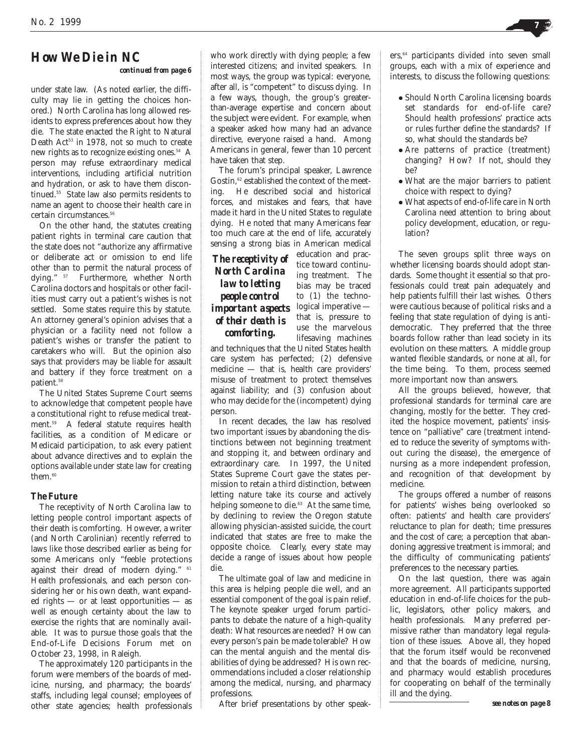## How We Die in NC

*continued from page 6*

under state law. (As noted earlier, the difficulty may lie in getting the choices honored.) North Carolina has long allowed residents to express preferences about how they die. The state enacted the Right to Natural Death Act[53] in 1978, not so much to create new rights as to recognize existing ones.[54] A person may refuse extraordinary medical interventions, including artificial nutrition and hydration, or ask to have them discontinued.[55] State law also permits residents to name an agent to choose their health care in certain circumstances.[56]

On the other hand, the statutes creating patient rights in terminal care caution that the state does not "authorize any affirmative or deliberate act or omission to end life other than to permit the natural process of dying." [57] Furthermore, whether North Carolina doctors and hospitals or other facilities must carry out a patient's wishes is not settled. Some states require this by statute. An attorney general's opinion advises that a physician or a facility need not follow a patient's wishes or transfer the patient to caretakers who will. But the opinion also says that providers may be liable for assault and battery if they force treatment on a patient.[58]

The United States Supreme Court seems to acknowledge that competent people have a constitutional right to refuse medical treatment.[59] A federal statute requires health facilities, as a condition of Medicare or Medicaid participation, to ask every patient about advance directives and to explain the options available under state law for creating them.[60]

### The Future

The receptivity of North Carolina law to letting people control important aspects of their death is comforting. However, a writer (and North Carolinian) recently referred to laws like those described earlier as being for some Americans only "feeble protections against their dread of modern dying." [61] Health professionals, and each person considering her or his own death, want expanded rights — or at least opportunities — as well as enough certainty about the law to exercise the rights that are nominally available. It was to pursue those goals that the End-of-Life Decisions Forum met on October 23, 1998, in Raleigh.

The approximately 120 participants in the forum were members of the boards of medicine, nursing, and pharmacy; the boards' staffs, including legal counsel; employees of other state agencies; health professionals who work directly with dying people; a few interested citizens; and invited speakers. In most ways, the group was typical: everyone, after all, is "competent" to discuss dying. In a few ways, though, the group's greater-than-average expertise and concern about the subject were evident. For example, when a speaker asked how many had an advance directive, everyone raised a hand. Among Americans in general, fewer than 10 percent have taken that step.

The forum's principal speaker, Lawrence Gostin,[62] established the context of the meeting. He described social and historical forces, and mistakes and fears, that have made it hard in the United States to regulate dying. He noted that many Americans fear too much care at the end of life, accurately sensing a strong bias in American medical education and practice toward continuing treatment. The bias may be traced to (1) the technological imperative — that is, pressure to use the marvelous lifesaving machines and techniques that the United States health care system has perfected; (2) defensive medicine — that is, health care providers' misuse of treatment to protect themselves against liability; and (3) confusion about who may decide for the (incompetent) dying person.

> ***The receptivity of North Carolina law to letting people control important aspects of their death is comforting.***

In recent decades, the law has resolved two important issues by abandoning the distinctions between not beginning treatment and stopping it, and between ordinary and extraordinary care. In 1997, the United States Supreme Court gave the states permission to retain a third distinction, between letting nature take its course and actively helping someone to die.[63] At the same time, by declining to review the Oregon statute allowing physician-assisted suicide, the court indicated that states are free to make the opposite choice. Clearly, every state may decide a range of issues about how people die.

The ultimate goal of law and medicine in this area is helping people die well, and an essential component of the goal is pain relief. The keynote speaker urged forum participants to debate the nature of a high-quality death: What resources are needed? How can every person's pain be made tolerable? How can the mental anguish and the mental disabilities of dying be addressed? His own recommendations included a closer relationship among the medical, nursing, and pharmacy professions.

After brief presentations by other speakers,[64] participants divided into seven small groups, each with a mix of experience and interests, to discuss the following questions:

- Should North Carolina licensing boards set standards for end-of-life care? Should health professions' practice acts or rules further define the standards? If so, what should the standards be?
- Are patterns of practice (treatment) changing? How? If not, should they be?
- What are the major barriers to patient choice with respect to dying?
- What aspects of end-of-life care in North Carolina need attention to bring about policy development, education, or regulation?

The seven groups split three ways on whether licensing boards should adopt standards. Some thought it essential so that professionals could treat pain adequately and help patients fulfill their last wishes. Others were cautious because of political risks and a feeling that state regulation of dying is antidemocratic. They preferred that the three boards follow rather than lead society in its evolution on these matters. A middle group wanted flexible standards, or none at all, for the time being. To them, process seemed more important now than answers.

All the groups believed, however, that professional standards for terminal care are changing, mostly for the better. They credited the hospice movement, patients' insistence on "palliative" care (treatment intended to reduce the severity of symptoms without curing the disease), the emergence of nursing as a more independent profession, and recognition of that development by medicine.

The groups offered a number of reasons for patients' wishes being overlooked so often: patients' and health care providers' reluctance to plan for death; time pressures and the cost of care; a perception that abandoning aggressive treatment is immoral; and the difficulty of communicating patients' preferences to the necessary parties.

On the last question, there was again more agreement. All participants supported education in end-of-life choices for the public, legislators, other policy makers, and health professionals. Many preferred permissive rather than mandatory legal regulation of these issues. Above all, they hoped that the forum itself would be reconvened and that the boards of medicine, nursing, and pharmacy would establish procedures for cooperating on behalf of the terminally ill and the dying.

*see notes on page 8*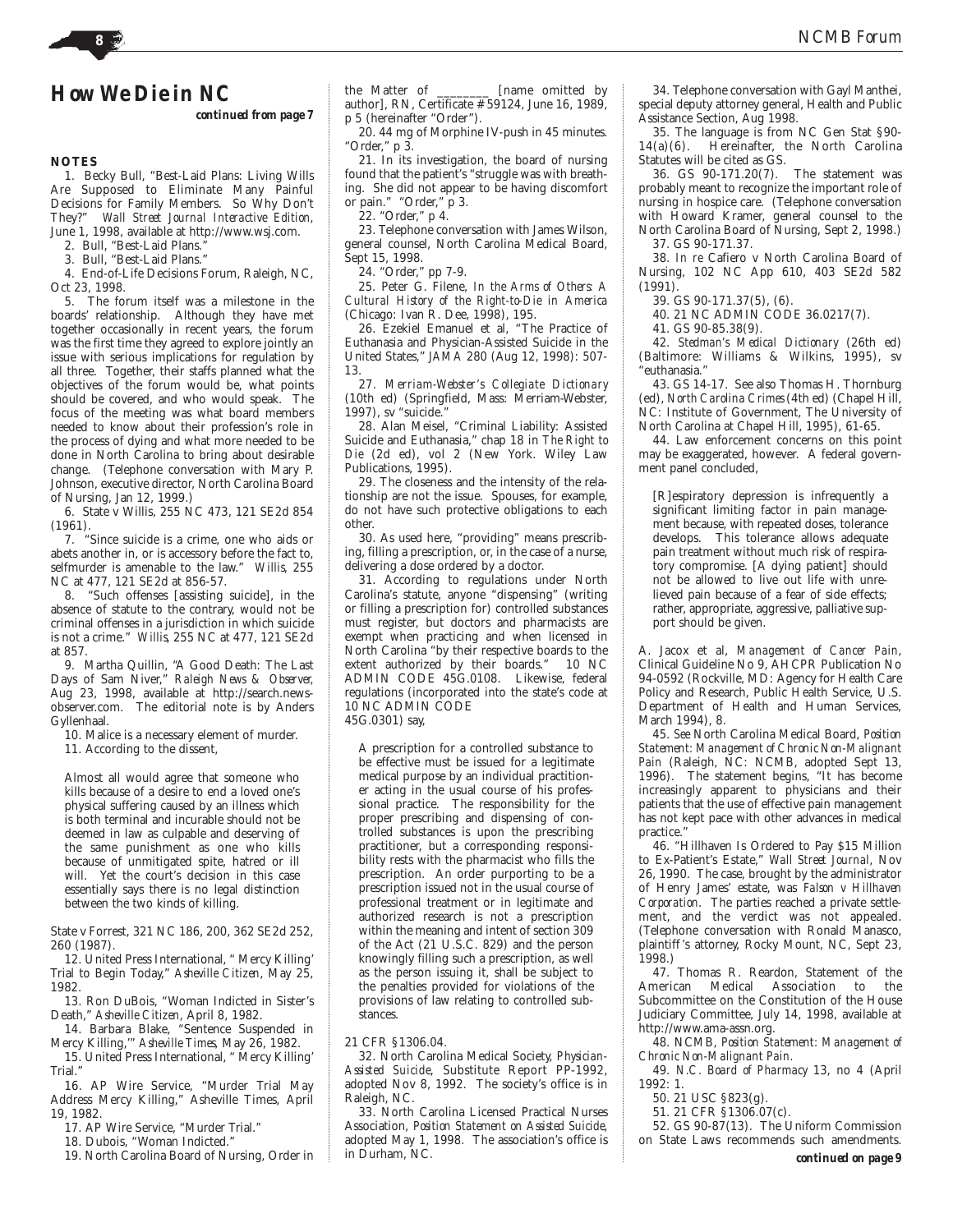## How We Die in NC

*continued from page 7*

### NOTES

1. Becky Bull, "Best-Laid Plans: Living Wills Are Supposed to Eliminate Many Painful Decisions for Family Members. So Why Don't They?" *Wall Street Journal Interactive Edition,* June 1, 1998, available at http://www.wsj.com.

2. Bull, "Best-Laid Plans."

3. Bull, "Best-Laid Plans."

4. End-of-Life Decisions Forum, Raleigh, NC, Oct 23, 1998.

5. The forum itself was a milestone in the boards' relationship. Although they have met together occasionally in recent years, the forum was the first time they agreed to explore jointly an issue with serious implications for regulation by all three. Together, their staffs planned what the objectives of the forum would be, what points should be covered, and who would speak. The focus of the meeting was what board members needed to know about their profession's role in the process of dying and what more needed to be done in North Carolina to bring about desirable change. (Telephone conversation with Mary P. Johnson, executive director, North Carolina Board of Nursing, Jan 12, 1999.)

6. State v Willis, 255 NC 473, 121 SE2d 854 (1961).

7. "Since suicide is a crime, one who aids or abets another in, or is accessory before the fact to, selfmurder is amenable to the law." *Willis,* 255 NC at 477, 121 SE2d at 856-57.

8. "Such offenses [assisting suicide], in the absence of statute to the contrary, would not be criminal offenses in a jurisdiction in which suicide is not a crime." *Willis,* 255 NC at 477, 121 SE2d at 857.

9. Martha Quillin, "A Good Death: The Last Days of Sam Niver," *Raleigh News & Observer,* Aug 23, 1998, available at http://search.newsobserver.com. The editorial note is by Anders Gyllenhaal.

10. Malice is a necessary element of murder.

11. According to the dissent,

> Almost all would agree that someone who kills because of a desire to end a loved one's physical suffering caused by an illness which is both terminal and incurable should not be deemed in law as culpable and deserving of the same punishment as one who kills because of unmitigated spite, hatred or ill will. Yet the court's decision in this case essentially says there is no legal distinction between the two kinds of killing.

State v Forrest, 321 NC 186, 200, 362 SE2d 252, 260 (1987).

12. United Press International, " Mercy Killing' Trial to Begin Today," *Asheville Citizen,* May 25, 1982.

13. Ron DuBois, "Woman Indicted in Sister's Death," *Asheville Citizen,* April 8, 1982.

14. Barbara Blake, "Sentence Suspended in Mercy Killing,'" *Asheville Times,* May 26, 1982.

15. United Press International, " Mercy Killing' Trial."

16. AP Wire Service, "Murder Trial May Address Mercy Killing," Asheville Times, April 19, 1982.

17. AP Wire Service, "Murder Trial."

18. Dubois, "Woman Indicted."

19. North Carolina Board of Nursing, Order in the Matter of ________ [name omitted by author], RN, Certificate # 59124, June 16, 1989, p 5 (hereinafter "Order").

20. 44 mg of Morphine IV-push in 45 minutes. "Order," p 3.

21. In its investigation, the board of nursing found that the patient's "struggle was with breathing. She did not appear to be having discomfort or pain." "Order," p 3.

22. "Order," p 4.

23. Telephone conversation with James Wilson, general counsel, North Carolina Medical Board, Sept 15, 1998.

24. "Order," pp 7-9.

25. Peter G. Filene, *In the Arms of Others: A Cultural History of the Right-to-Die in America* (Chicago: Ivan R. Dee, 1998), 195.

26. Ezekiel Emanuel et al, "The Practice of Euthanasia and Physician-Assisted Suicide in the United States," *JAMA* 280 (Aug 12, 1998): 507-13.

27. *Merriam-Webster's Collegiate Dictionary* (10th ed) (Springfield, Mass: Merriam-Webster, 1997), sv "suicide."

28. Alan Meisel, "Criminal Liability: Assisted Suicide and Euthanasia," chap 18 in *The Right to Die* (2d ed), vol 2 (New York. Wiley Law Publications, 1995).

29. The closeness and the intensity of the relationship are not the issue. Spouses, for example, do not have such protective obligations to each other.

30. As used here, "providing" means prescribing, filling a prescription, or, in the case of a nurse, delivering a dose ordered by a doctor.

31. According to regulations under North Carolina's statute, anyone "dispensing" (writing or filling a prescription for) controlled substances must register, but doctors and pharmacists are exempt when practicing and when licensed in North Carolina "by their respective boards to the extent authorized by their boards." 10 NC ADMIN CODE 45G.0108. Likewise, federal regulations (incorporated into the state's code at 10 NC ADMIN CODE 45G.0301) say,

> A prescription for a controlled substance to be effective must be issued for a legitimate medical purpose by an individual practitioner acting in the usual course of his professional practice. The responsibility for the proper prescribing and dispensing of controlled substances is upon the prescribing practitioner, but a corresponding responsibility rests with the pharmacist who fills the prescription. An order purporting to be a prescription issued not in the usual course of professional treatment or in legitimate and authorized research is not a prescription within the meaning and intent of section 309 of the Act (21 U.S.C. 829) and the person knowingly filling such a prescription, as well as the person issuing it, shall be subject to the penalties provided for violations of the provisions of law relating to controlled substances.

21 CFR §1306.04.

32. North Carolina Medical Society, *Physician-Assisted Suicide,* Substitute Report PP-1992, adopted Nov 8, 1992. The society's office is in Raleigh, NC.

33. North Carolina Licensed Practical Nurses Association, *Position Statement on Assisted Suicide,* adopted May 1, 1998. The association's office is in Durham, NC.

34. Telephone conversation with Gayl Manthei, special deputy attorney general, Health and Public Assistance Section, Aug 1998.

35. The language is from NC Gen Stat §90-14(a)(6). Hereinafter, the North Carolina Statutes will be cited as GS.

36. GS 90-171.20(7). The statement was probably meant to recognize the important role of nursing in hospice care. (Telephone conversation with Howard Kramer, general counsel to the North Carolina Board of Nursing, Sept 2, 1998.)

37. GS 90-171.37.

38. *In re* Cafiero v North Carolina Board of Nursing, 102 NC App 610, 403 SE2d 582 (1991).

39. GS 90-171.37(5), (6).

40. 21 NC ADMIN CODE 36.0217(7).

41. GS 90-85.38(9).

42. *Stedman's Medical Dictionary* (26th ed) (Baltimore: Williams & Wilkins, 1995), sv "euthanasia."

43. GS 14-17. See also Thomas H. Thornburg (ed), *North Carolina Crimes* (4th ed) (Chapel Hill, NC: Institute of Government, The University of North Carolina at Chapel Hill, 1995), 61-65.

44. Law enforcement concerns on this point may be exaggerated, however. A federal government panel concluded,

> [R]espiratory depression is infrequently a significant limiting factor in pain management because, with repeated doses, tolerance develops. This tolerance allows adequate pain treatment without much risk of respiratory compromise. [A dying patient] should not be allowed to live out life with unrelieved pain because of a fear of side effects; rather, appropriate, aggressive, palliative support should be given.

A. Jacox et al, *Management of Cancer Pain,* Clinical Guideline No 9, AHCPR Publication No 94-0592 (Rockville, MD: Agency for Health Care Policy and Research, Public Health Service, U.S. Department of Health and Human Services, March 1994), 8.

45. See North Carolina Medical Board, *Position Statement: Management of Chronic Non-Malignant Pain* (Raleigh, NC: NCMB, adopted Sept 13, 1996). The statement begins, "It has become increasingly apparent to physicians and their patients that the use of effective pain management has not kept pace with other advances in medical practice."

46. "Hillhaven Is Ordered to Pay $15 Million to Ex-Patient's Estate," *Wall Street Journal,* Nov 26, 1990. The case, brought by the administrator of Henry James' estate, was *Falson v Hillhaven Corporation.* The parties reached a private settlement, and the verdict was not appealed. (Telephone conversation with Ronald Manasco, plaintiff's attorney, Rocky Mount, NC, Sept 23, 1998.)

47. Thomas R. Reardon, Statement of the American Medical Association to the Subcommittee on the Constitution of the House Judiciary Committee, July 14, 1998, available at http://www.ama-assn.org.

48. NCMB, *Position Statement: Management of Chronic Non-Malignant Pain.*

49. *N.C. Board of Pharmacy* 13, no 4 (April 1992: 1.

50. 21 USC §823(g).

51. 21 CFR §1306.07(c).

52. GS 90-87(13). The Uniform Commission on State Laws recommends such amendments.

*continued on page 9*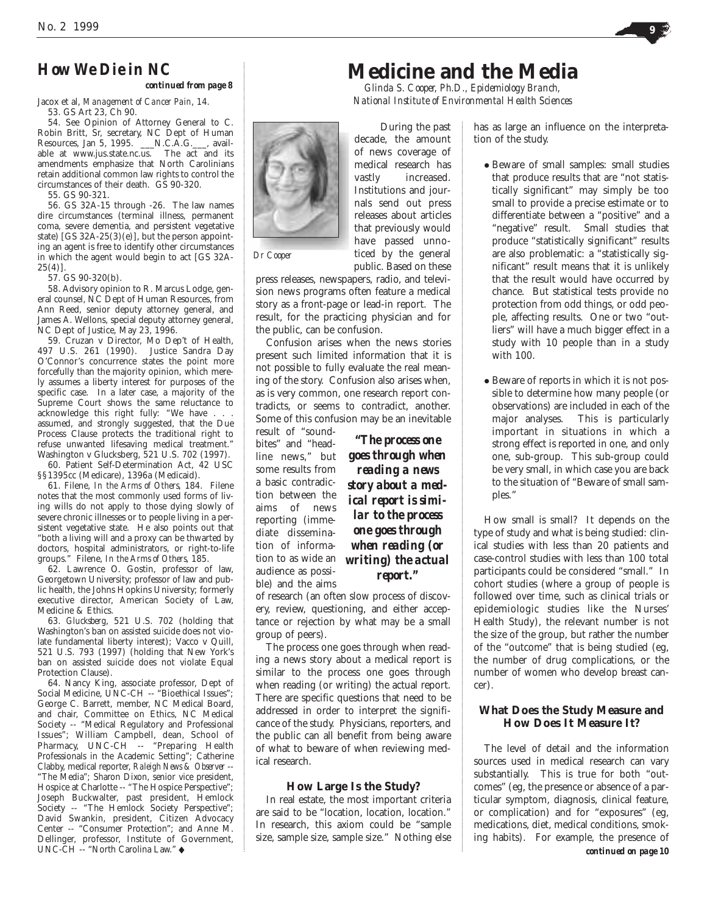## How We Die in NC

*continued from page 8*

Jacox et al, *Management of Cancer Pain*, 14.

53. GS Art 23, Ch 90.

54. See Opinion of Attorney General to C. Robin Britt, Sr, secretary, NC Dept of Human Resources, Jan 5, 1995. ___N.C.A.G.___, available at www.jus.state.nc.us. The act and its amendments emphasize that North Carolinians retain additional common law rights to control the circumstances of their death. GS 90-320.

55. GS 90-321.

56. GS 32A-15 through -26. The law names dire circumstances (terminal illness, permanent coma, severe dementia, and persistent vegetative state) [GS 32A-25(3)(e)], but the person appointing an agent is free to identify other circumstances in which the agent would begin to act [GS 32A-25(4)].

57. GS 90-320(b).

58. Advisory opinion to R. Marcus Lodge, general counsel, NC Dept of Human Resources, from Ann Reed, senior deputy attorney general, and James A. Wellons, special deputy attorney general, NC Dept of Justice, May 23, 1996.

59. Cruzan v Director, Mo Dep't of Health, 497 U.S. 261 (1990). Justice Sandra Day O'Connor's concurrence states the point more forcefully than the majority opinion, which merely assumes a liberty interest for purposes of the specific case. In a later case, a majority of the Supreme Court shows the same reluctance to acknowledge this right fully: "We have . . . assumed, and strongly suggested, that the Due Process Clause protects the traditional right to refuse unwanted lifesaving medical treatment." Washington v Glucksberg, 521 U.S. 702 (1997).

60. Patient Self-Determination Act, 42 USC §§1395cc (Medicare), 1396a (Medicaid).

61. Filene, *In the Arms of Others*, 184. Filene notes that the most commonly used forms of living wills do not apply to those dying slowly of severe chronic illnesses or to people living in a persistent vegetative state. He also points out that "both a living will and a proxy can be thwarted by doctors, hospital administrators, or right-to-life groups." Filene, *In the Arms of Others*, 185.

62. Lawrence O. Gostin, professor of law, Georgetown University; professor of law and public health, the Johns Hopkins University; formerly executive director, American Society of Law, Medicine & Ethics.

63. *Glucksberg*, 521 U.S. 702 (holding that Washington's ban on assisted suicide does not violate fundamental liberty interest); Vacco v Quill, 521 U.S. 793 (1997) (holding that New York's ban on assisted suicide does not violate Equal Protection Clause).

64. Nancy King, associate professor, Dept of Social Medicine, UNC-CH -- "Bioethical Issues"; George C. Barrett, member, NC Medical Board, and chair, Committee on Ethics, NC Medical Society -- "Medical Regulatory and Professional Issues"; William Campbell, dean, School of Pharmacy, UNC-CH -- "Preparing Health Professionals in the Academic Setting"; Catherine Clabby, medical reporter, *Raleigh News & Observer* -- "The Media"; Sharon Dixon, senior vice president, Hospice at Charlotte -- "The Hospice Perspective"; Joseph Buckwalter, past president, Hemlock Society -- "The Hemlock Society Perspective"; David Swankin, president, Citizen Advocacy Center -- "Consumer Protection"; and Anne M. Dellinger, professor, Institute of Government, UNC-CH -- "North Carolina Law." ♦

# Medicine and the Media

*Glinda S. Cooper, Ph.D., Epidemiology Branch, National Institute of Environmental Health Sciences*

*Dr Cooper*

During the past decade, the amount of news coverage of medical research has vastly increased. Institutions and journals send out press releases about articles that previously would have passed unnoticed by the general public. Based on these press releases, newspapers, radio, and television news programs often feature a medical story as a front-page or lead-in report. The result, for the practicing physician and for the public, can be confusion.

Confusion arises when the news stories present such limited information that it is not possible to fully evaluate the real meaning of the story. Confusion also arises when, as is very common, one research report contradicts, or seems to contradict, another. Some of this confusion may be an inevitable result of "sound-bites" and "headline news," but some results from a basic contradiction between the aims of news reporting (immediate dissemination of information to as wide an audience as possible) and the aims of research (an often slow process of discovery, review, questioning, and either acceptance or rejection by what may be a small group of peers).

> ***"The process one goes through when reading a news story about a medical report is similar to the process one goes through when reading (or writing) the actual report."***

The process one goes through when reading a news story about a medical report is similar to the process one goes through when reading (or writing) the actual report. There are specific questions that need to be addressed in order to interpret the significance of the study. Physicians, reporters, and the public can all benefit from being aware of what to beware of when reviewing medical research.

### How Large Is the Study?

In real estate, the most important criteria are said to be "location, location, location." In research, this axiom could be "sample size, sample size, sample size." Nothing else has as large an influence on the interpretation of the study.

- Beware of small samples: small studies that produce results that are "not statistically significant" may simply be too small to provide a precise estimate or to differentiate between a "positive" and a "negative" result. Small studies that produce "statistically significant" results are also problematic: a "statistically significant" result means that it is unlikely that the result would have occurred by chance. But statistical tests provide no protection from odd things, or odd people, affecting results. One or two "outliers" will have a much bigger effect in a study with 10 people than in a study with 100.

- Beware of reports in which it is not possible to determine how many people (or observations) are included in each of the major analyses. This is particularly important in situations in which a strong effect is reported in one, and only one, sub-group. This sub-group could be very small, in which case you are back to the situation of "Beware of small samples."

How small is small? It depends on the type of study and what is being studied: clinical studies with less than 20 patients and case-control studies with less than 100 total participants could be considered "small." In cohort studies (where a group of people is followed over time, such as clinical trials or epidemiologic studies like the Nurses' Health Study), the relevant number is not the size of the group, but rather the number of the "outcome" that is being studied (eg, the number of drug complications, or the number of women who develop breast cancer).

### What Does the Study Measure and How Does It Measure It?

The level of detail and the information sources used in medical research can vary substantially. This is true for both "outcomes" (eg, the presence or absence of a particular symptom, diagnosis, clinical feature, or complication) and for "exposures" (eg, medications, diet, medical conditions, smoking habits). For example, the presence of

*continued on page 10*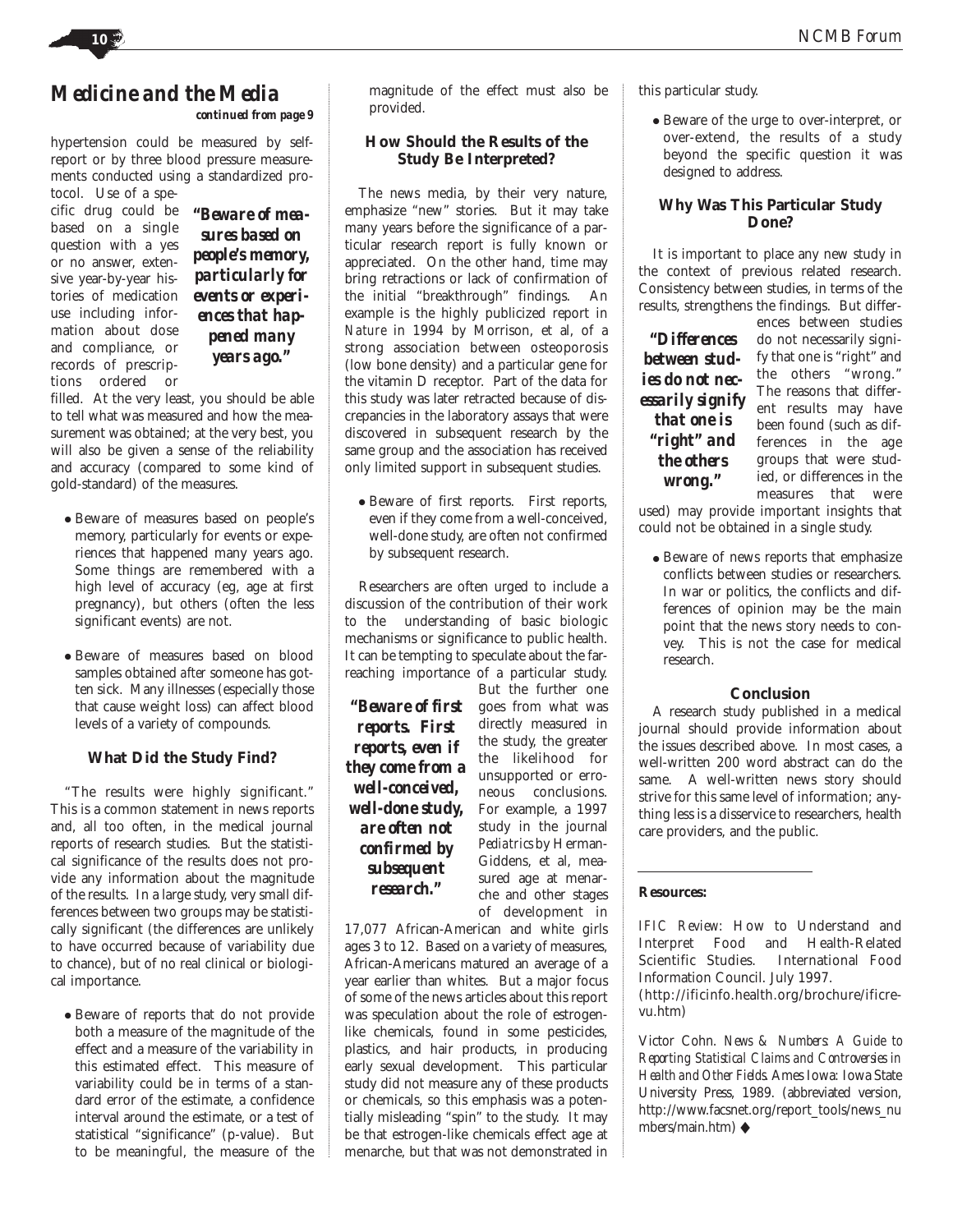## Medicine and the Media

*continued from page 9*

hypertension could be measured by self-report or by three blood pressure measurements conducted using a standardized protocol. Use of a specific drug could be based on a single question with a yes or no answer, extensive year-by-year histories of medication use including information about dose and compliance, or records of prescriptions ordered or filled. At the very least, you should be able to tell what was measured and how the measurement was obtained; at the very best, you will also be given a sense of the reliability and accuracy (compared to some kind of gold-standard) of the measures.

> ***"Beware of measures based on people's memory, particularly for events or experiences that happened many years ago."***

- Beware of measures based on people's memory, particularly for events or experiences that happened many years ago. Some things are remembered with a high level of accuracy (eg, age at first pregnancy), but others (often the less significant events) are not.
- Beware of measures based on blood samples obtained *after* someone has gotten sick. Many illnesses (especially those that cause weight loss) can affect blood levels of a variety of compounds.

### What Did the Study Find?

"The results were highly significant." This is a common statement in news reports and, all too often, in the medical journal reports of research studies. But the statistical significance of the results does not provide any information about the magnitude of the results. In a large study, very small differences between two groups may be statistically significant (the differences are unlikely to have occurred because of variability due to chance), but of no real clinical or biological importance.

- Beware of reports that do not provide both a measure of the magnitude of the effect and a measure of the variability in this estimated effect. This measure of variability could be in terms of a standard error of the estimate, a confidence interval around the estimate, or a test of statistical "significance" (p-value). But to be meaningful, the measure of the magnitude of the effect must also be provided.

### How Should the Results of the Study Be Interpreted?

The news media, by their very nature, emphasize "new" stories. But it may take many years before the significance of a particular research report is fully known or appreciated. On the other hand, time may bring retractions or lack of confirmation of the initial "breakthrough" findings. An example is the highly publicized report in *Nature* in 1994 by Morrison, et al, of a strong association between osteoporosis (low bone density) and a particular gene for the vitamin D receptor. Part of the data for this study was later retracted because of discrepancies in the laboratory assays that were discovered in subsequent research by the same group and the association has received only limited support in subsequent studies.

- Beware of first reports. First reports, even if they come from a well-conceived, well-done study, are often not confirmed by subsequent research.

Researchers are often urged to include a discussion of the contribution of their work to the understanding of basic biologic mechanisms or significance to public health. It can be tempting to speculate about the far-reaching importance of a particular study. But the further one goes from what was directly measured in the study, the greater the likelihood for unsupported or erroneous conclusions. For example, a 1997 study in the journal *Pediatrics* by Herman-Giddens, et al, measured age at menarche and other stages of development in 17,077 African-American and white girls ages 3 to 12. Based on a variety of measures, African-Americans matured an average of a year earlier than whites. But a major focus of some of the news articles about this report was speculation about the role of estrogen-like chemicals, found in some pesticides, plastics, and hair products, in producing early sexual development. This particular study did not measure any of these products or chemicals, so this emphasis was a potentially misleading "spin" to the study. It may be that estrogen-like chemicals effect age at menarche, but that was not demonstrated in this particular study.

> ***"Beware of first reports. First reports, even if they come from a well-conceived, well-done study, are often not confirmed by subsequent research."***

- Beware of the urge to over-interpret, or over-extend, the results of a study beyond the specific question it was designed to address.

### Why Was This Particular Study Done?

It is important to place any new study in the context of previous related research. Consistency between studies, in terms of the results, strengthens the findings. But differences between studies do not necessarily signify that one is "right" and the others "wrong." The reasons that different results may have been found (such as differences in the age groups that were studied, or differences in the measures that were used) may provide important insights that could not be obtained in a single study.

> ***"Differences between studies do not necessarily signify that one is "right" and the others wrong."***

- Beware of news reports that emphasize conflicts between studies or researchers. In war or politics, the conflicts and differences of opinion may be the main point that the news story needs to convey. This is not the case for medical research.

### Conclusion

A research study published in a medical journal should provide information about the issues described above. In most cases, a well-written 200 word abstract can do the same. A well-written news story should strive for this same level of information; anything less is a disservice to researchers, health care providers, and the public.

---

**Resources:**

*IFIC Review:* How to Understand and Interpret Food and Health-Related Scientific Studies. International Food Information Council. July 1997. (http://ificinfo.health.org/brochure/ificrevu.htm)

Victor Cohn. *News & Numbers: A Guide to Reporting Statistical Claims and Controversies in Health and Other Fields.* Ames Iowa: Iowa State University Press, 1989. (abbreviated version, http://www.facsnet.org/report_tools/news_numbers/main.htm) ◆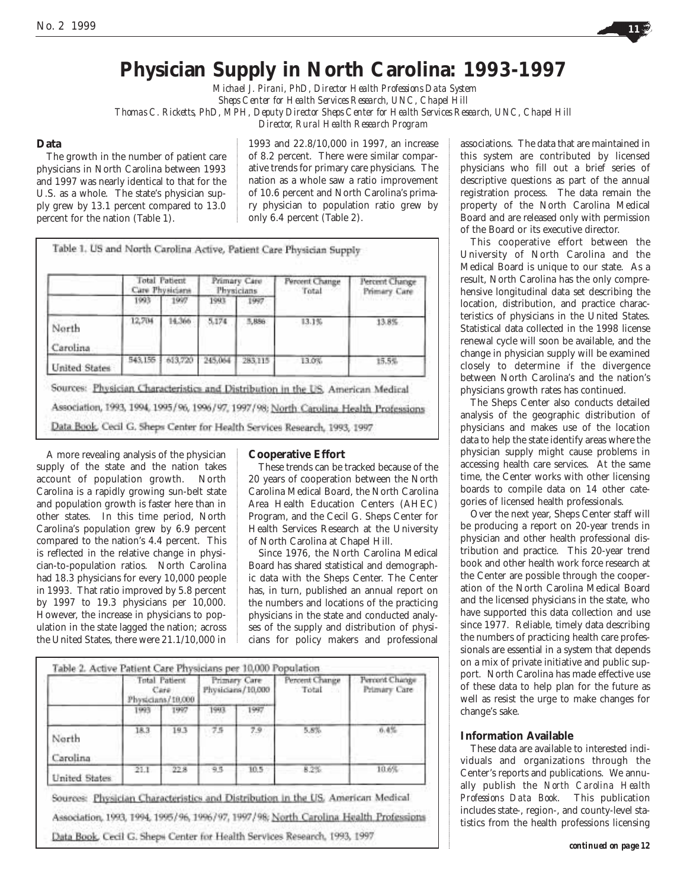# Physician Supply in North Carolina: 1993-1997

*Michael J. Pirani, PhD, Director Health Professions Data System*
*Sheps Center for Health Services Research, UNC, Chapel Hill*
*Thomas C. Ricketts, PhD, MPH, Deputy Director Sheps Center for Health Services Research, UNC, Chapel Hill*
*Director, Rural Health Research Program*

## Data

The growth in the number of patient care physicians in North Carolina between 1993 and 1997 was nearly identical to that for the U.S. as a whole. The state's physician supply grew by 13.1 percent compared to 13.0 percent for the nation (Table 1).

Table 1. US and North Carolina Active, Patient Care Physician Supply

| | Total Patient Care Physicians | | Primary Care Physicians | | Percent Change Total | Percent Change Primary Care |
|---|---|---|---|---|---|---|
| | 1993 | 1997 | 1993 | 1997 | | |
| North Carolina | 12,704 | 14,366 | 5,174 | 5,886 | 13.1% | 13.8% |
| United States | 543,155 | 613,720 | 245,064 | 283,115 | 13.0% | 15.5% |

Sources: Physician Characteristics and Distribution in the US, American Medical Association, 1993, 1994, 1995/96, 1996/97, 1997/98; North Carolina Health Professions Data Book, Cecil G. Sheps Center for Health Services Research, 1993, 1997

A more revealing analysis of the physician supply of the state and the nation takes account of population growth. North Carolina is a rapidly growing sun-belt state and population growth is faster here than in other states. In this time period, North Carolina's population grew by 6.9 percent compared to the nation's 4.4 percent. This is reflected in the relative change in physician-to-population ratios. North Carolina had 18.3 physicians for every 10,000 people in 1993. That ratio improved by 5.8 percent by 1997 to 19.3 physicians per 10,000. However, the increase in physicians to population in the state lagged the nation; across the United States, there were 21.1/10,000 in 1993 and 22.8/10,000 in 1997, an increase of 8.2 percent. There were similar comparative trends for primary care physicians. The nation as a whole saw a ratio improvement of 10.6 percent and North Carolina's primary physician to population ratio grew by only 6.4 percent (Table 2).

Table 2. Active Patient Care Physicians per 10,000 Population

| | Total Patient Care Physicians/10,000 | | Primary Care Physicians/10,000 | | Percent Change Total | Percent Change Primary Care |
|---|---|---|---|---|---|---|
| | 1993 | 1997 | 1993 | 1997 | | |
| North Carolina | 18.3 | 19.3 | 7.5 | 7.9 | 5.8% | 6.4% |
| United States | 21.1 | 22.8 | 9.5 | 10.5 | 8.2% | 10.6% |

Sources: Physician Characteristics and Distribution in the US, American Medical Association, 1993, 1994, 1995/96, 1996/97, 1997/98; North Carolina Health Professions Data Book, Cecil G. Sheps Center for Health Services Research, 1993, 1997

## Cooperative Effort

These trends can be tracked because of the 20 years of cooperation between the North Carolina Medical Board, the North Carolina Area Health Education Centers (AHEC) Program, and the Cecil G. Sheps Center for Health Services Research at the University of North Carolina at Chapel Hill.

Since 1976, the North Carolina Medical Board has shared statistical and demographic data with the Sheps Center. The Center has, in turn, published an annual report on the numbers and locations of the practicing physicians in the state and conducted analyses of the supply and distribution of physicians for policy makers and professional associations. The data that are maintained in this system are contributed by licensed physicians who fill out a brief series of descriptive questions as part of the annual registration process. The data remain the property of the North Carolina Medical Board and are released only with permission of the Board or its executive director.

This cooperative effort between the University of North Carolina and the Medical Board is unique to our state. As a result, North Carolina has the only comprehensive longitudinal data set describing the location, distribution, and practice characteristics of physicians in the United States. Statistical data collected in the 1998 license renewal cycle will soon be available, and the change in physician supply will be examined closely to determine if the divergence between North Carolina's and the nation's physicians growth rates has continued.

The Sheps Center also conducts detailed analysis of the geographic distribution of physicians and makes use of the location data to help the state identify areas where the physician supply might cause problems in accessing health care services. At the same time, the Center works with other licensing boards to compile data on 14 other categories of licensed health professionals.

Over the next year, Sheps Center staff will be producing a report on 20-year trends in physician and other health professional distribution and practice. This 20-year trend book and other health work force research at the Center are possible through the cooperation of the North Carolina Medical Board and the licensed physicians in the state, who have supported this data collection and use since 1977. Reliable, timely data describing the numbers of practicing health care professionals are essential in a system that depends on a mix of private initiative and public support. North Carolina has made effective use of these data to help plan for the future as well as resist the urge to make changes for change's sake.

## Information Available

These data are available to interested individuals and organizations through the Center's reports and publications. We annually publish the *North Carolina Health Professions Data Book*. This publication includes state-, region-, and county-level statistics from the health professions licensing

***continued on page 12***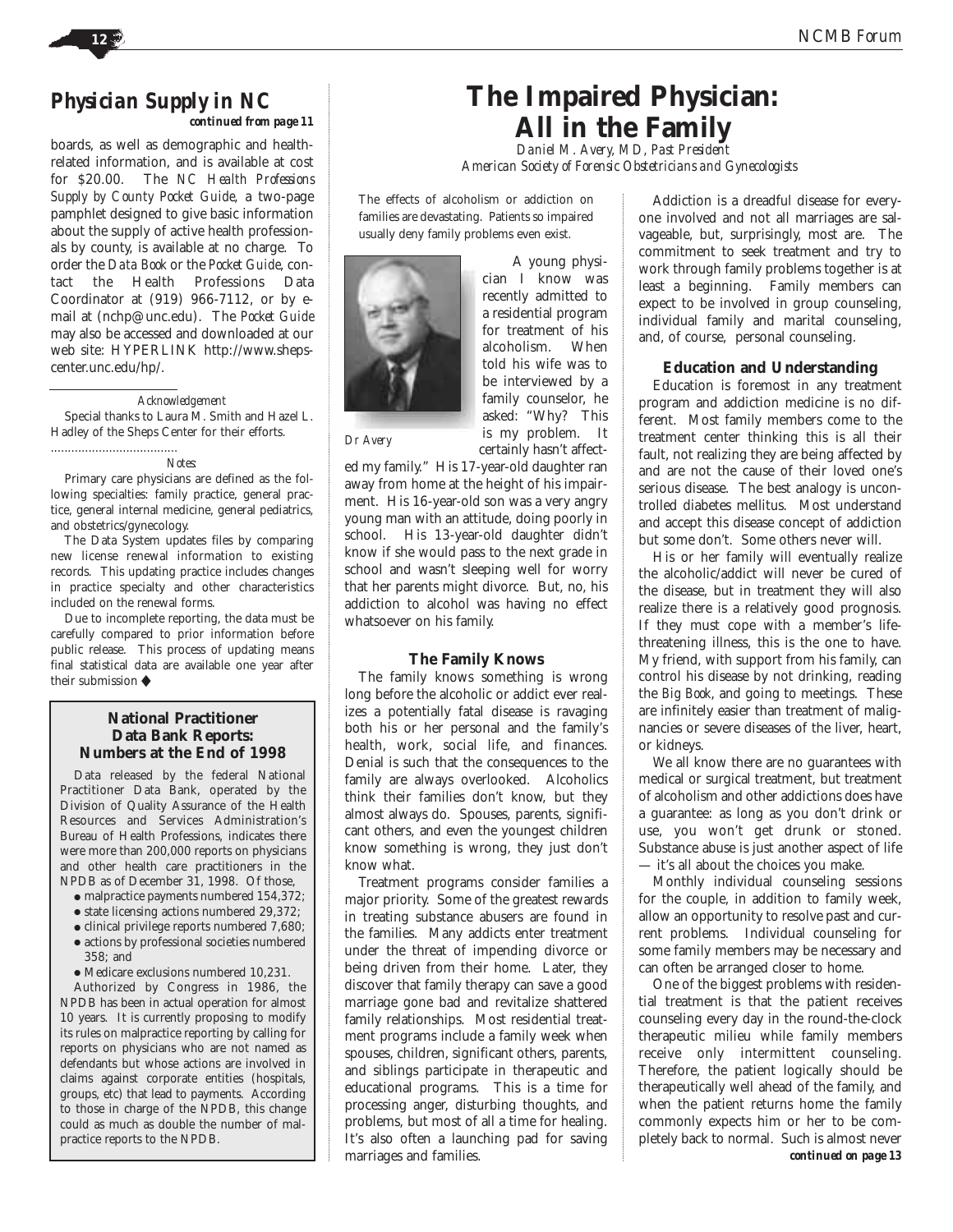## Physician Supply in NC

*continued from page 11*

boards, as well as demographic and health-related information, and is available at cost for $20.00. The *NC Health Professions Supply by County Pocket Guide*, a two-page pamphlet designed to give basic information about the supply of active health professionals by county, is available at no charge. To order the *Data Book* or the *Pocket Guide*, contact the Health Professions Data Coordinator at (919) 966-7112, or by e-mail at (nchp@unc.edu). The *Pocket Guide* may also be accessed and downloaded at our web site: HYPERLINK http://www.shepscenter.unc.edu/hp/.

*Acknowledgement*

Special thanks to Laura M. Smith and Hazel L. Hadley of the Sheps Center for their efforts.

*Notes:*

Primary care physicians are defined as the following specialties: family practice, general practice, general internal medicine, general pediatrics, and obstetrics/gynecology.

The Data System updates files by comparing new license renewal information to existing records. This updating practice includes changes in practice specialty and other characteristics included on the renewal forms.

Due to incomplete reporting, the data must be carefully compared to prior information before public release. This process of updating means final statistical data are available one year after their submission ♦

### National Practitioner Data Bank Reports: Numbers at the End of 1998

Data released by the federal National Practitioner Data Bank, operated by the Division of Quality Assurance of the Health Resources and Services Administration's Bureau of Health Professions, indicates there were more than 200,000 reports on physicians and other health care practitioners in the NPDB as of December 31, 1998. Of those,

- malpractice payments numbered 154,372;
- state licensing actions numbered 29,372;
- clinical privilege reports numbered 7,680;
- actions by professional societies numbered 358; and
- Medicare exclusions numbered 10,231.

Authorized by Congress in 1986, the NPDB has been in actual operation for almost 10 years. It is currently proposing to modify its rules on malpractice reporting by calling for reports on physicians who are not named as defendants but whose actions are involved in claims against corporate entities (hospitals, groups, etc) that lead to payments. According to those in charge of the NPDB, this change could as much as double the number of malpractice reports to the NPDB.

# The Impaired Physician: All in the Family

*Daniel M. Avery, MD, Past President*
*American Society of Forensic Obstetricians and Gynecologists*

The effects of alcoholism or addiction on families are devastating. Patients so impaired usually deny family problems even exist.

*Dr Avery*

A young physician I know was recently admitted to a residential program for treatment of his alcoholism. When told his wife was to be interviewed by a family counselor, he asked: "Why? This is my problem. It certainly hasn't affected my family." His 17-year-old daughter ran away from home at the height of his impairment. His 16-year-old son was a very angry young man with an attitude, doing poorly in school. His 13-year-old daughter didn't know if she would pass to the next grade in school and wasn't sleeping well for worry that her parents might divorce. But, no, his addiction to alcohol was having no effect whatsoever on his family.

### The Family Knows

The family knows something is wrong long before the alcoholic or addict ever realizes a potentially fatal disease is ravaging both his or her personal and the family's health, work, social life, and finances. Denial is such that the consequences to the family are always overlooked. Alcoholics think their families don't know, but they almost always do. Spouses, parents, significant others, and even the youngest children know something is wrong, they just don't know what.

Treatment programs consider families a major priority. Some of the greatest rewards in treating substance abusers are found in the families. Many addicts enter treatment under the threat of impending divorce or being driven from their home. Later, they discover that family therapy can save a good marriage gone bad and revitalize shattered family relationships. Most residential treatment programs include a family week when spouses, children, significant others, parents, and siblings participate in therapeutic and educational programs. This is a time for processing anger, disturbing thoughts, and problems, but most of all a time for healing. It's also often a launching pad for saving marriages and families.

Addiction is a dreadful disease for everyone involved and not all marriages are salvageable, but, surprisingly, most are. The commitment to seek treatment and try to work through family problems together is at least a beginning. Family members can expect to be involved in group counseling, individual family and marital counseling, and, of course, personal counseling.

### Education and Understanding

Education is foremost in any treatment program and addiction medicine is no different. Most family members come to the treatment center thinking this is all their fault, not realizing they are being affected by and are not the cause of their loved one's serious disease. The best analogy is uncontrolled diabetes mellitus. Most understand and accept this disease concept of addiction but some don't. Some others never will.

His or her family will eventually realize the alcoholic/addict will never be cured of the disease, but in treatment they will also realize there is a relatively good prognosis. If they must cope with a member's life-threatening illness, this is the one to have. My friend, with support from his family, can control his disease by not drinking, reading the *Big Book*, and going to meetings. These are infinitely easier than treatment of malignancies or severe diseases of the liver, heart, or kidneys.

We all know there are no guarantees with medical or surgical treatment, but treatment of alcoholism and other addictions does have a guarantee: as long as you don't drink or use, you won't get drunk or stoned. Substance abuse is just another aspect of life — it's all about the choices you make.

Monthly individual counseling sessions for the couple, in addition to family week, allow an opportunity to resolve past and current problems. Individual counseling for some family members may be necessary and can often be arranged closer to home.

One of the biggest problems with residential treatment is that the patient receives counseling every day in the round-the-clock therapeutic milieu while family members receive only intermittent counseling. Therefore, the patient logically should be therapeutically well ahead of the family, and when the patient returns home the family commonly expects him or her to be completely back to normal. Such is almost never

*continued on page 13*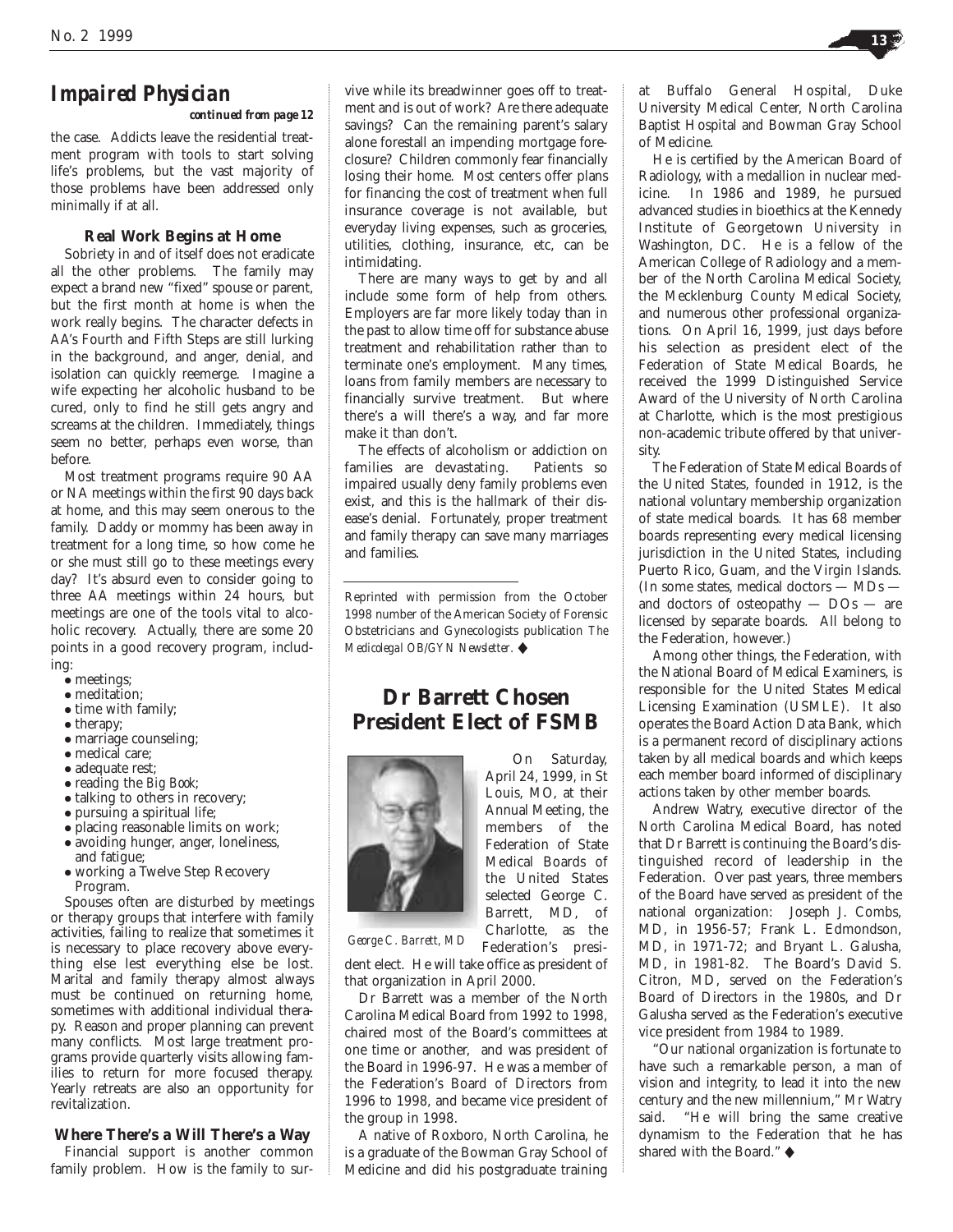## Impaired Physician

*continued from page 12*

the case. Addicts leave the residential treatment program with tools to start solving life's problems, but the vast majority of those problems have been addressed only minimally if at all.

### Real Work Begins at Home

Sobriety in and of itself does not eradicate all the other problems. The family may expect a brand new "fixed" spouse or parent, but the first month at home is when the work really begins. The character defects in AA's Fourth and Fifth Steps are still lurking in the background, and anger, denial, and isolation can quickly reemerge. Imagine a wife expecting her alcoholic husband to be cured, only to find he still gets angry and screams at the children. Immediately, things seem no better, perhaps even worse, than before.

Most treatment programs require 90 AA or NA meetings within the first 90 days back at home, and this may seem onerous to the family. Daddy or mommy has been away in treatment for a long time, so how come he or she must still go to these meetings every day? It's absurd even to consider going to three AA meetings within 24 hours, but meetings are one of the tools vital to alcoholic recovery. Actually, there are some 20 points in a good recovery program, including:

- meetings;
- meditation;
- time with family;
- therapy;
- marriage counseling;
- medical care;
- adequate rest;
- reading the *Big Book*;
- talking to others in recovery;
- pursuing a spiritual life;
- placing reasonable limits on work;
- avoiding hunger, anger, loneliness, and fatigue;
- working a Twelve Step Recovery Program.

Spouses often are disturbed by meetings or therapy groups that interfere with family activities, failing to realize that sometimes it is necessary to place recovery above everything else lest everything else be lost. Marital and family therapy almost always must be continued on returning home, sometimes with additional individual therapy. Reason and proper planning can prevent many conflicts. Most large treatment programs provide quarterly visits allowing families to return for more focused therapy. Yearly retreats are also an opportunity for revitalization.

### Where There's a Will There's a Way

Financial support is another common family problem. How is the family to survive while its breadwinner goes off to treatment and is out of work? Are there adequate savings? Can the remaining parent's salary alone forestall an impending mortgage foreclosure? Children commonly fear financially losing their home. Most centers offer plans for financing the cost of treatment when full insurance coverage is not available, but everyday living expenses, such as groceries, utilities, clothing, insurance, etc, can be intimidating.

There are many ways to get by and all include some form of help from others. Employers are far more likely today than in the past to allow time off for substance abuse treatment and rehabilitation rather than to terminate one's employment. Many times, loans from family members are necessary to financially survive treatment. But where there's a will there's a way, and far more make it than don't.

The effects of alcoholism or addiction on families are devastating. Patients so impaired usually deny family problems even exist, and this is the hallmark of their disease's denial. Fortunately, proper treatment and family therapy can save many marriages and families.

---

Reprinted with permission from the October 1998 number of the American Society of Forensic Obstetricians and Gynecologists publication *The Medicolegal OB/GYN Newsletter*. ◆

## Dr Barrett Chosen President Elect of FSMB

*George C. Barrett, MD*

On Saturday, April 24, 1999, in St Louis, MO, at their Annual Meeting, the members of the Federation of State Medical Boards of the United States selected George C. Barrett, MD, of Charlotte, as the Federation's president elect. He will take office as president of that organization in April 2000.

Dr Barrett was a member of the North Carolina Medical Board from 1992 to 1998, chaired most of the Board's committees at one time or another, and was president of the Board in 1996-97. He was a member of the Federation's Board of Directors from 1996 to 1998, and became vice president of the group in 1998.

A native of Roxboro, North Carolina, he is a graduate of the Bowman Gray School of Medicine and did his postgraduate training at Buffalo General Hospital, Duke University Medical Center, North Carolina Baptist Hospital and Bowman Gray School of Medicine.

He is certified by the American Board of Radiology, with a medallion in nuclear medicine. In 1986 and 1989, he pursued advanced studies in bioethics at the Kennedy Institute of Georgetown University in Washington, DC. He is a fellow of the American College of Radiology and a member of the North Carolina Medical Society, the Mecklenburg County Medical Society, and numerous other professional organizations. On April 16, 1999, just days before his selection as president elect of the Federation of State Medical Boards, he received the 1999 Distinguished Service Award of the University of North Carolina at Charlotte, which is the most prestigious non-academic tribute offered by that university.

The Federation of State Medical Boards of the United States, founded in 1912, is the national voluntary membership organization of state medical boards. It has 68 member boards representing every medical licensing jurisdiction in the United States, including Puerto Rico, Guam, and the Virgin Islands. (In some states, medical doctors — MDs — and doctors of osteopathy — DOs — are licensed by separate boards. All belong to the Federation, however.)

Among other things, the Federation, with the National Board of Medical Examiners, is responsible for the United States Medical Licensing Examination (USMLE). It also operates the Board Action Data Bank, which is a permanent record of disciplinary actions taken by all medical boards and which keeps each member board informed of disciplinary actions taken by other member boards.

Andrew Watry, executive director of the North Carolina Medical Board, has noted that Dr Barrett is continuing the Board's distinguished record of leadership in the Federation. Over past years, three members of the Board have served as president of the national organization: Joseph J. Combs, MD, in 1956-57; Frank L. Edmondson, MD, in 1971-72; and Bryant L. Galusha, MD, in 1981-82. The Board's David S. Citron, MD, served on the Federation's Board of Directors in the 1980s, and Dr Galusha served as the Federation's executive vice president from 1984 to 1989.

"Our national organization is fortunate to have such a remarkable person, a man of vision and integrity, to lead it into the new century and the new millennium," Mr Watry said. "He will bring the same creative dynamism to the Federation that he has shared with the Board." ◆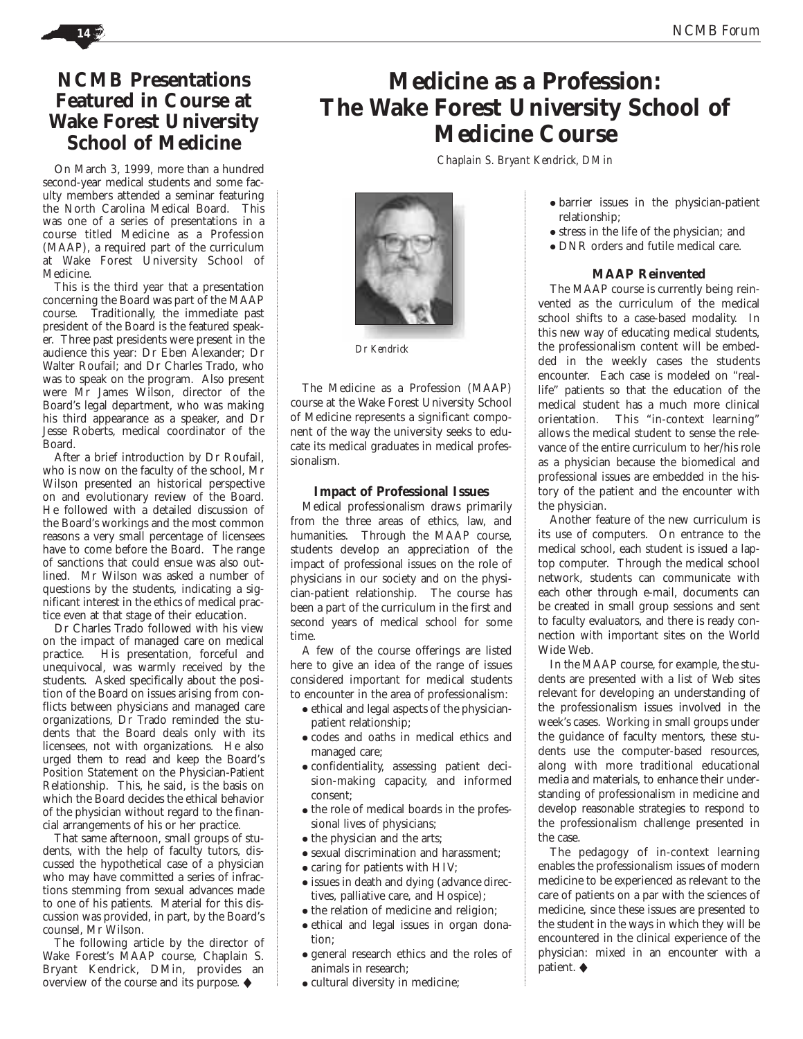## NCMB Presentations Featured in Course at Wake Forest University School of Medicine

On March 3, 1999, more than a hundred second-year medical students and some faculty members attended a seminar featuring the North Carolina Medical Board. This was one of a series of presentations in a course titled Medicine as a Profession (MAAP), a required part of the curriculum at Wake Forest University School of Medicine.

This is the third year that a presentation concerning the Board was part of the MAAP course. Traditionally, the immediate past president of the Board is the featured speaker. Three past presidents were present in the audience this year: Dr Eben Alexander; Dr Walter Roufail; and Dr Charles Trado, who was to speak on the program. Also present were Mr James Wilson, director of the Board's legal department, who was making his third appearance as a speaker, and Dr Jesse Roberts, medical coordinator of the Board.

After a brief introduction by Dr Roufail, who is now on the faculty of the school, Mr Wilson presented an historical perspective on and evolutionary review of the Board. He followed with a detailed discussion of the Board's workings and the most common reasons a very small percentage of licensees have to come before the Board. The range of sanctions that could ensue was also outlined. Mr Wilson was asked a number of questions by the students, indicating a significant interest in the ethics of medical practice even at that stage of their education.

Dr Charles Trado followed with his view on the impact of managed care on medical practice. His presentation, forceful and unequivocal, was warmly received by the students. Asked specifically about the position of the Board on issues arising from conflicts between physicians and managed care organizations, Dr Trado reminded the students that the Board deals only with its licensees, not with organizations. He also urged them to read and keep the Board's Position Statement on the Physician-Patient Relationship. This, he said, is the basis on which the Board decides the ethical behavior of the physician without regard to the financial arrangements of his or her practice.

That same afternoon, small groups of students, with the help of faculty tutors, discussed the hypothetical case of a physician who may have committed a series of infractions stemming from sexual advances made to one of his patients. Material for this discussion was provided, in part, by the Board's counsel, Mr Wilson.

The following article by the director of Wake Forest's MAAP course, Chaplain S. Bryant Kendrick, DMin, provides an overview of the course and its purpose. ◆

# Medicine as a Profession: The Wake Forest University School of Medicine Course

*Chaplain S. Bryant Kendrick, DMin*

*Dr Kendrick*

The Medicine as a Profession (MAAP) course at the Wake Forest University School of Medicine represents a significant component of the way the university seeks to educate its medical graduates in medical professionalism.

### Impact of Professional Issues

Medical professionalism draws primarily from the three areas of ethics, law, and humanities. Through the MAAP course, students develop an appreciation of the impact of professional issues on the role of physicians in our society and on the physician-patient relationship. The course has been a part of the curriculum in the first and second years of medical school for some time.

A few of the course offerings are listed here to give an idea of the range of issues considered important for medical students to encounter in the area of professionalism:

- ethical and legal aspects of the physician-patient relationship;
- codes and oaths in medical ethics and managed care;
- confidentiality, assessing patient decision-making capacity, and informed consent;
- the role of medical boards in the professional lives of physicians;
- the physician and the arts;
- sexual discrimination and harassment;
- caring for patients with HIV;
- issues in death and dying (advance directives, palliative care, and Hospice);
- the relation of medicine and religion;
- ethical and legal issues in organ donation;
- general research ethics and the roles of animals in research;
- cultural diversity in medicine;
- barrier issues in the physician-patient relationship;
- stress in the life of the physician; and
- DNR orders and futile medical care.

### MAAP Reinvented

The MAAP course is currently being reinvented as the curriculum of the medical school shifts to a case-based modality. In this new way of educating medical students, the professionalism content will be embedded in the weekly cases the students encounter. Each case is modeled on "real-life" patients so that the education of the medical student has a much more clinical orientation. This "in-context learning" allows the medical student to sense the relevance of the entire curriculum to her/his role as a physician because the biomedical and professional issues are embedded in the history of the patient and the encounter with the physician.

Another feature of the new curriculum is its use of computers. On entrance to the medical school, each student is issued a laptop computer. Through the medical school network, students can communicate with each other through e-mail, documents can be created in small group sessions and sent to faculty evaluators, and there is ready connection with important sites on the World Wide Web.

In the MAAP course, for example, the students are presented with a list of Web sites relevant for developing an understanding of the professionalism issues involved in the week's cases. Working in small groups under the guidance of faculty mentors, these students use the computer-based resources, along with more traditional educational media and materials, to enhance their understanding of professionalism in medicine and develop reasonable strategies to respond to the professionalism challenge presented in the case.

The pedagogy of in-context learning enables the professionalism issues of modern medicine to be experienced as relevant to the care of patients on a par with the sciences of medicine, since these issues are presented to the student in the ways in which they will be encountered in the clinical experience of the physician: mixed in an encounter with a patient. ◆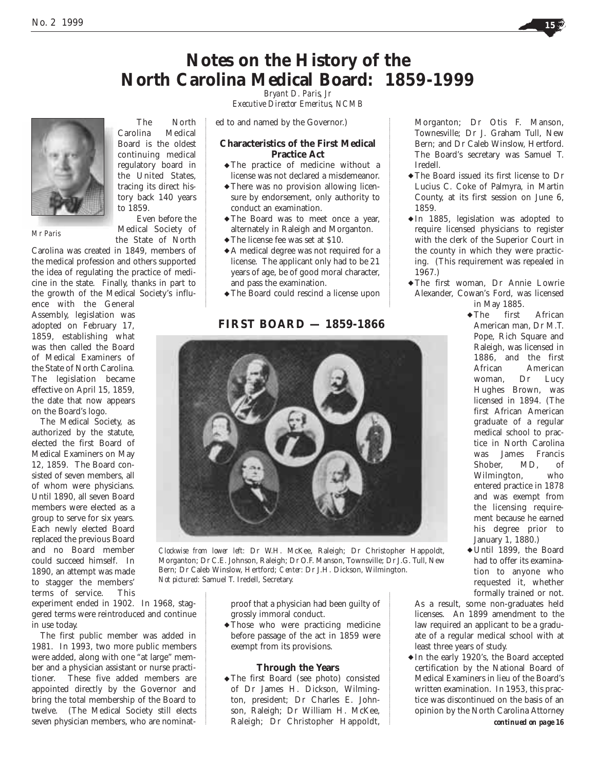# Notes on the History of the North Carolina Medical Board: 1859-1999

*Bryant D. Paris, Jr*
*Executive Director Emeritus, NCMB*

*Mr Paris*

The North Carolina Medical Board is the oldest continuing medical regulatory board in the United States, tracing its direct history back 140 years to 1859.

Even before the Medical Society of the State of North Carolina was created in 1849, members of the medical profession and others supported the idea of regulating the practice of medicine in the state. Finally, thanks in part to the growth of the Medical Society's influence with the General Assembly, legislation was adopted on February 17, 1859, establishing what was then called the Board of Medical Examiners of the State of North Carolina. The legislation became effective on April 15, 1859, the date that now appears on the Board's logo.

The Medical Society, as authorized by the statute, elected the first Board of Medical Examiners on May 12, 1859. The Board consisted of seven members, all of whom were physicians. Until 1890, all seven Board members were elected as a group to serve for six years. Each newly elected Board replaced the previous Board and no Board member could succeed himself. In 1890, an attempt was made to stagger the members' terms of service. This experiment ended in 1902. In 1968, staggered terms were reintroduced and continue in use today.

The first public member was added in 1981. In 1993, two more public members were added, along with one "at large" member and a physician assistant or nurse practitioner. These five added members are appointed directly by the Governor and bring the total membership of the Board to twelve. (The Medical Society still elects seven physician members, who are nominated to and named by the Governor.)

### Characteristics of the First Medical Practice Act

- The practice of medicine without a license was not declared a misdemeanor.
- There was no provision allowing licensure by endorsement, only authority to conduct an examination.
- The Board was to meet once a year, alternately in Raleigh and Morganton.
- The license fee was set at $10.
- A medical degree was not required for a license. The applicant only had to be 21 years of age, be of good moral character, and pass the examination.
- The Board could rescind a license upon proof that a physician had been guilty of grossly immoral conduct.
- Those who were practicing medicine before passage of the act in 1859 were exempt from its provisions.

## FIRST BOARD — 1859-1866

*Clockwise from lower left:* Dr W.H. McKee, Raleigh; Dr Christopher Happoldt, Morganton; Dr C.E. Johnson, Raleigh; Dr O.F. Manson, Townsville; Dr J.G. Tull, New Bern; Dr Caleb Winslow, Hertford; *Center:* Dr J.H. Dickson, Wilmington. *Not pictured:* Samuel T. Iredell, Secretary.

### Through the Years

- The first Board (see photo) consisted of Dr James H. Dickson, Wilmington, president; Dr Charles E. Johnson, Raleigh; Dr William H. McKee, Raleigh; Dr Christopher Happoldt, Morganton; Dr Otis F. Manson, Townesville; Dr J. Graham Tull, New Bern; and Dr Caleb Winslow, Hertford. The Board's secretary was Samuel T. Iredell.
- The Board issued its first license to Dr Lucius C. Coke of Palmyra, in Martin County, at its first session on June 6, 1859.
- In 1885, legislation was adopted to require licensed physicians to register with the clerk of the Superior Court in the county in which they were practicing. (This requirement was repealed in 1967.)
- The first woman, Dr Annie Lowrie Alexander, Cowan's Ford, was licensed in May 1885.
- The first African American man, Dr M.T. Pope, Rich Square and Raleigh, was licensed in 1886, and the first African American woman, Dr Lucy Hughes Brown, was licensed in 1894. (The first African American graduate of a regular medical school to practice in North Carolina was James Francis Shober, MD, of Wilmington, who entered practice in 1878 and was exempt from the licensing requirement because he earned his degree prior to January 1, 1880.)
- Until 1899, the Board had to offer its examination to anyone who requested it, whether formally trained or not. As a result, some non-graduates held licenses. An 1899 amendment to the law required an applicant to be a graduate of a regular medical school with at least three years of study.
- In the early 1920's, the Board accepted certification by the National Board of Medical Examiners in lieu of the Board's written examination. In 1953, this practice was discontinued on the basis of an opinion by the North Carolina Attorney

***continued on page 16***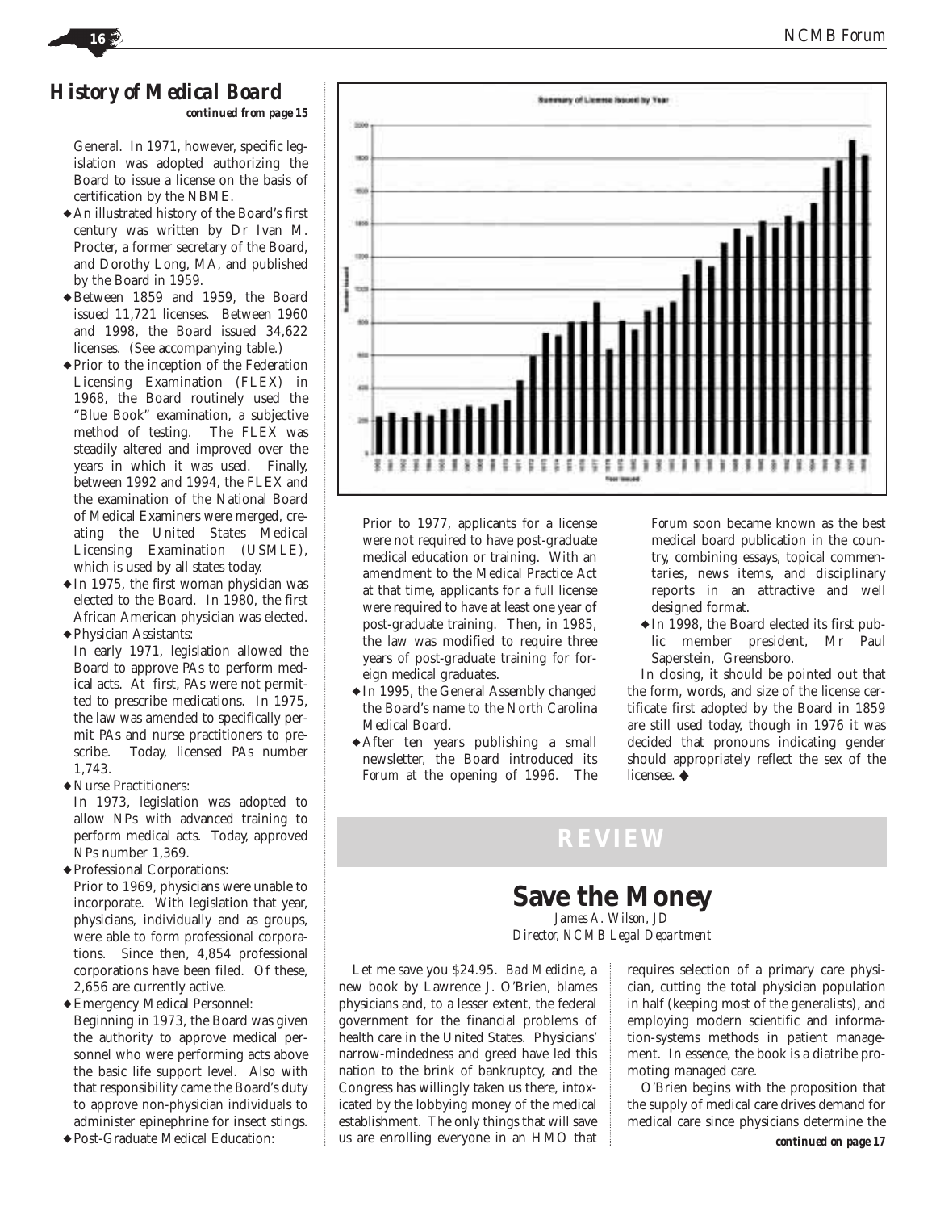## History of Medical Board

*continued from page 15*

General. In 1971, however, specific legislation was adopted authorizing the Board to issue a license on the basis of certification by the NBME.

- An illustrated history of the Board's first century was written by Dr Ivan M. Procter, a former secretary of the Board, and Dorothy Long, MA, and published by the Board in 1959.
- Between 1859 and 1959, the Board issued 11,721 licenses. Between 1960 and 1998, the Board issued 34,622 licenses. (See accompanying table.)
- Prior to the inception of the Federation Licensing Examination (FLEX) in 1968, the Board routinely used the "Blue Book" examination, a subjective method of testing. The FLEX was steadily altered and improved over the years in which it was used. Finally, between 1992 and 1994, the FLEX and the examination of the National Board of Medical Examiners were merged, creating the United States Medical Licensing Examination (USMLE), which is used by all states today.
- In 1975, the first woman physician was elected to the Board. In 1980, the first African American physician was elected.
- Physician Assistants:
  In early 1971, legislation allowed the Board to approve PAs to perform medical acts. At first, PAs were not permitted to prescribe medications. In 1975, the law was amended to specifically permit PAs and nurse practitioners to prescribe. Today, licensed PAs number 1,743.
- Nurse Practitioners:
  In 1973, legislation was adopted to allow NPs with advanced training to perform medical acts. Today, approved NPs number 1,369.
- Professional Corporations:
  Prior to 1969, physicians were unable to incorporate. With legislation that year, physicians, individually and as groups, were able to form professional corporations. Since then, 4,854 professional corporations have been filed. Of these, 2,656 are currently active.
- Emergency Medical Personnel:
  Beginning in 1973, the Board was given the authority to approve medical personnel who were performing acts above the basic life support level. Also with that responsibility came the Board's duty to approve non-physician individuals to administer epinephrine for insect stings.
- Post-Graduate Medical Education:
  Prior to 1977, applicants for a license were not required to have post-graduate medical education or training. With an amendment to the Medical Practice Act at that time, applicants for a full license were required to have at least one year of post-graduate training. Then, in 1985, the law was modified to require three years of post-graduate training for foreign medical graduates.
- In 1995, the General Assembly changed the Board's name to the North Carolina Medical Board.
- After ten years publishing a small newsletter, the Board introduced its *Forum* at the opening of 1996. The *Forum* soon became known as the best medical board publication in the country, combining essays, topical commentaries, news items, and disciplinary reports in an attractive and well designed format.
- In 1998, the Board elected its first public member president, Mr Paul Saperstein, Greensboro.

In closing, it should be pointed out that the form, words, and size of the license certificate first adopted by the Board in 1859 are still used today, though in 1976 it was decided that pronouns indicating gender should appropriately reflect the sex of the licensee. ◆

Summary of License Issued by Year

## REVIEW

# Save the Money

*James A. Wilson, JD*
*Director, NCMB Legal Department*

Let me save you $24.95. *Bad Medicine*, a new book by Lawrence J. O'Brien, blames physicians and, to a lesser extent, the federal government for the financial problems of health care in the United States. Physicians' narrow-mindedness and greed have led this nation to the brink of bankruptcy, and the Congress has willingly taken us there, intoxicated by the lobbying money of the medical establishment. The only things that will save us are enrolling everyone in an HMO that requires selection of a primary care physician, cutting the total physician population in half (keeping most of the generalists), and employing modern scientific and information-systems methods in patient management. In essence, the book is a diatribe promoting managed care.

O'Brien begins with the proposition that the supply of medical care drives demand for medical care since physicians determine the

*continued on page 17*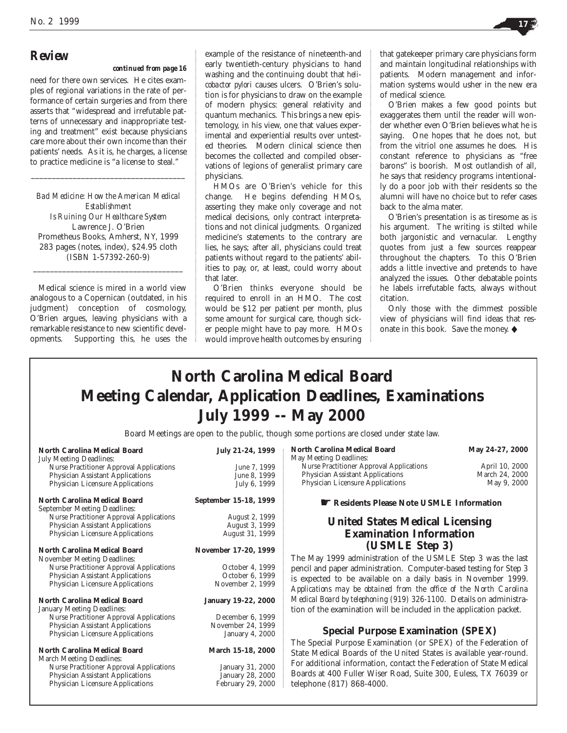## Review

***continued from page 16***

need for there own services. He cites examples of regional variations in the rate of performance of certain surgeries and from there asserts that "widespread and irrefutable patterns of unnecessary and inappropriate testing and treatment" exist because physicians care more about their own income than their patients' needs. As it is, he charges, a license to practice medicine is "a license to steal."

---

*Bad Medicine: How the American Medical Establishment Is Ruining Our Healthcare System*
Lawrence J. O'Brien
Prometheus Books, Amherst, NY, 1999
283 pages (notes, index), $24.95 cloth
(ISBN 1-57392-260-9)

---

Medical science is mired in a world view analogous to a Copernican (outdated, in his judgment) conception of cosmology, O'Brien argues, leaving physicians with a remarkable resistance to new scientific developments. Supporting this, he uses the example of the resistance of nineteenth-and early twentieth-century physicians to hand washing and the continuing doubt that *helicobactor pylori* causes ulcers. O'Brien's solution is for physicians to draw on the example of modern physics: general relativity and quantum mechanics. This brings a new epistemology, in his view, one that values experimental and experiential results over untested theories. Modern clinical science then becomes the collected and compiled observations of legions of generalist primary care physicians.

HMOs are O'Brien's vehicle for this change. He begins defending HMOs, asserting they make only coverage and not medical decisions, only contract interpretations and not clinical judgments. Organized medicine's statements to the contrary are lies, he says; after all, physicians could treat patients without regard to the patients' abilities to pay, or, at least, could worry about that later.

O'Brien thinks everyone should be required to enroll in an HMO. The cost would be $12 per patient per month, plus some amount for surgical care, though sicker people might have to pay more. HMOs would improve health outcomes by ensuring that gatekeeper primary care physicians form and maintain longitudinal relationships with patients. Modern management and information systems would usher in the new era of medical science.

O'Brien makes a few good points but exaggerates them until the reader will wonder whether even O'Brien believes what he is saying. One hopes that he does not, but from the vitriol one assumes he does. His constant reference to physicians as "free barons" is boorish. Most outlandish of all, he says that residency programs intentionally do a poor job with their residents so the alumni will have no choice but to refer cases back to the alma mater.

O'Brien's presentation is as tiresome as is his argument. The writing is stilted while both jargonistic and vernacular. Lengthy quotes from just a few sources reappear throughout the chapters. To this O'Brien adds a little invective and pretends to have analyzed the issues. Other debatable points he labels irrefutable facts, always without citation.

Only those with the dimmest possible view of physicians will find ideas that resonate in this book. Save the money. ◆

# North Carolina Medical Board Meeting Calendar, Application Deadlines, Examinations July 1999 -- May 2000

Board Meetings are open to the public, though some portions are closed under state law.

| | |
|---|---|
| **North Carolina Medical Board** | **July 21-24, 1999** |
| July Meeting Deadlines: | |
| Nurse Practitioner Approval Applications | June 7, 1999 |
| Physician Assistant Applications | June 8, 1999 |
| Physician Licensure Applications | July 6, 1999 |
| **North Carolina Medical Board** | **September 15-18, 1999** |
| September Meeting Deadlines: | |
| Nurse Practitioner Approval Applications | August 2, 1999 |
| Physician Assistant Applications | August 3, 1999 |
| Physician Licensure Applications | August 31, 1999 |
| **North Carolina Medical Board** | **November 17-20, 1999** |
| November Meeting Deadlines: | |
| Nurse Practitioner Approval Applications | October 4, 1999 |
| Physician Assistant Applications | October 6, 1999 |
| Physician Licensure Applications | November 2, 1999 |
| **North Carolina Medical Board** | **January 19-22, 2000** |
| January Meeting Deadlines: | |
| Nurse Practitioner Approval Applications | December 6, 1999 |
| Physician Assistant Applications | November 24, 1999 |
| Physician Licensure Applications | January 4, 2000 |
| **North Carolina Medical Board** | **March 15-18, 2000** |
| March Meeting Deadlines: | |
| Nurse Practitioner Approval Applications | January 31, 2000 |
| Physician Assistant Applications | January 28, 2000 |
| Physician Licensure Applications | February 29, 2000 |
| **North Carolina Medical Board** | **May 24-27, 2000** |
| May Meeting Deadlines: | |
| Nurse Practitioner Approval Applications | April 10, 2000 |
| Physician Assistant Applications | March 24, 2000 |
| Physician Licensure Applications | May 9, 2000 |

☛ **Residents Please Note USMLE Information**

### United States Medical Licensing Examination Information (USMLE Step 3)

The May 1999 administration of the USMLE Step 3 was the last pencil and paper administration. Computer-based testing for Step 3 is expected to be available on a daily basis in November 1999. *Applications may be obtained from the office of the North Carolina Medical Board by telephoning (919) 326-1100.* Details on administration of the examination will be included in the application packet.

### Special Purpose Examination (SPEX)

The Special Purpose Examination (or SPEX) of the Federation of State Medical Boards of the United States is available year-round. For additional information, contact the Federation of State Medical Boards at 400 Fuller Wiser Road, Suite 300, Euless, TX 76039 or telephone (817) 868-4000.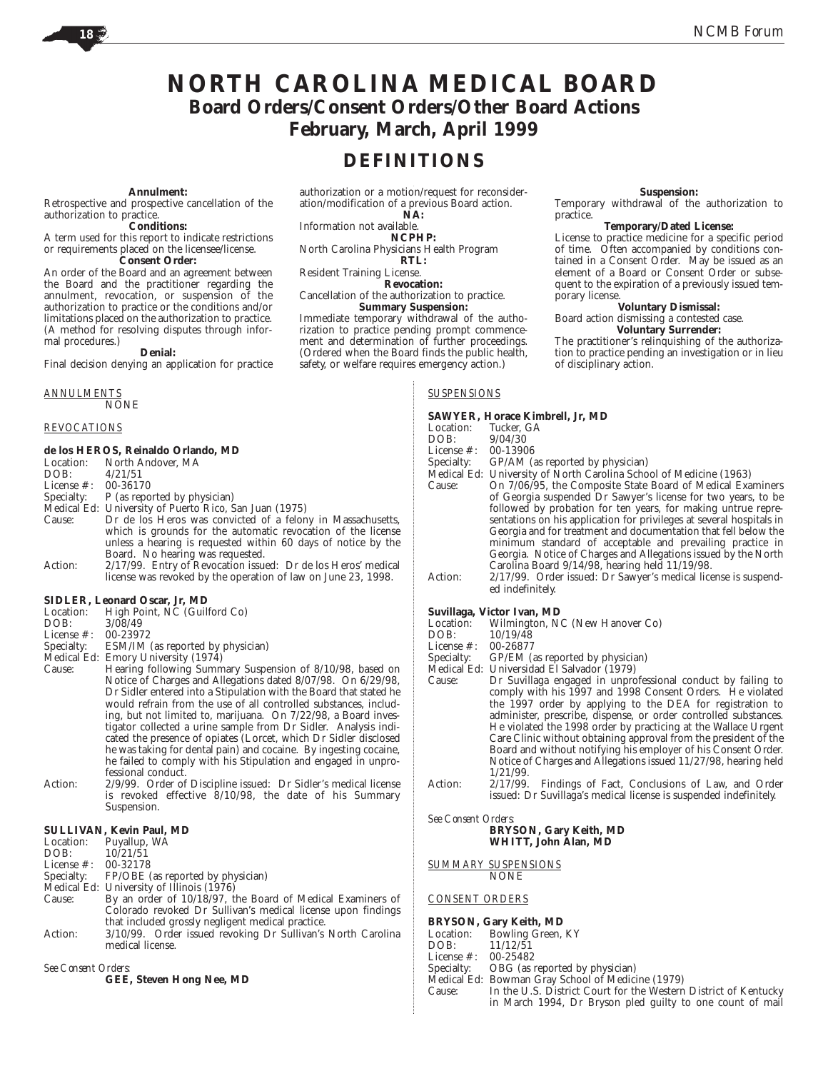# NORTH CAROLINA MEDICAL BOARD

## Board Orders/Consent Orders/Other Board Actions

## February, March, April 1999

## DEFINITIONS

**Annulment:**
Retrospective and prospective cancellation of the authorization to practice.

**Conditions:**
A term used for this report to indicate restrictions or requirements placed on the licensee/license.

**Consent Order:**
An order of the Board and an agreement between the Board and the practitioner regarding the annulment, revocation, or suspension of the authorization to practice or the conditions and/or limitations placed on the authorization to practice. (A method for resolving disputes through informal procedures.)

**Denial:**
Final decision denying an application for practice authorization or a motion/request for reconsideration/modification of a previous Board action.

**NA:**
Information not available.

**NCPHP:**
North Carolina Physicians Health Program

**RTL:**
Resident Training License.

**Revocation:**
Cancellation of the authorization to practice.

**Summary Suspension:**
Immediate temporary withdrawal of the authorization to practice pending prompt commencement and determination of further proceedings. (Ordered when the Board finds the public health, safety, or welfare requires emergency action.)

**Suspension:**
Temporary withdrawal of the authorization to practice.

**Temporary/Dated License:**
License to practice medicine for a specific period of time. Often accompanied by conditions contained in a Consent Order. May be issued as an element of a Board or Consent Order or subsequent to the expiration of a previously issued temporary license.

**Voluntary Dismissal:**
Board action dismissing a contested case.

**Voluntary Surrender:**
The practitioner's relinquishing of the authorization to practice pending an investigation or in lieu of disciplinary action.

### ANNULMENTS

NONE

### REVOCATIONS

**de los HEROS, Reinaldo Orlando, MD**

Location: North Andover, MA
DOB: 4/21/51
License #: 00-36170
Specialty: P (as reported by physician)
Medical Ed: University of Puerto Rico, San Juan (1975)
Cause: Dr de los Heros was convicted of a felony in Massachusetts, which is grounds for the automatic revocation of the license unless a hearing is requested within 60 days of notice by the Board. No hearing was requested.
Action: 2/17/99. Entry of Revocation issued: Dr de los Heros' medical license was revoked by the operation of law on June 23, 1998.

**SIDLER, Leonard Oscar, Jr, MD**

Location: High Point, NC (Guilford Co)
DOB: 3/08/49
License #: 00-23972
Specialty: ESM/IM (as reported by physician)
Medical Ed: Emory University (1974)
Cause: Hearing following Summary Suspension of 8/10/98, based on Notice of Charges and Allegations dated 8/07/98. On 6/29/98, Dr Sidler entered into a Stipulation with the Board that stated he would refrain from the use of all controlled substances, including, but not limited to, marijuana. On 7/22/98, a Board investigator collected a urine sample from Dr Sidler. Analysis indicated the presence of opiates (Lorcet, which Dr Sidler disclosed he was taking for dental pain) and cocaine. By ingesting cocaine, he failed to comply with his Stipulation and engaged in unprofessional conduct.
Action: 2/9/99. Order of Discipline issued: Dr Sidler's medical license is revoked effective 8/10/98, the date of his Summary Suspension.

**SULLIVAN, Kevin Paul, MD**

Location: Puyallup, WA
DOB: 10/21/51
License #: 00-32178
Specialty: FP/OBE (as reported by physician)
Medical Ed: University of Illinois (1976)
Cause: By an order of 10/18/97, the Board of Medical Examiners of Colorado revoked Dr Sullivan's medical license upon findings that included grossly negligent medical practice.
Action: 3/10/99. Order issued revoking Dr Sullivan's North Carolina medical license.

*See Consent Orders:*
**GEE, Steven Hong Nee, MD**

### SUSPENSIONS

**SAWYER, Horace Kimbrell, Jr, MD**

Location: Tucker, GA
DOB: 9/04/30
License #: 00-13906
Specialty: GP/AM (as reported by physician)
Medical Ed: University of North Carolina School of Medicine (1963)
Cause: On 7/06/95, the Composite State Board of Medical Examiners of Georgia suspended Dr Sawyer's license for two years, to be followed by probation for ten years, for making untrue representations on his application for privileges at several hospitals in Georgia and for treatment and documentation that fell below the minimum standard of acceptable and prevailing practice in Georgia. Notice of Charges and Allegations issued by the North Carolina Board 9/14/98, hearing held 11/19/98.
Action: 2/17/99. Order issued: Dr Sawyer's medical license is suspended indefinitely.

**Suvillaga, Victor Ivan, MD**

Location: Wilmington, NC (New Hanover Co)
DOB: 10/19/48
License #: 00-26877
Specialty: GP/EM (as reported by physician)
Medical Ed: Universidad El Salvador (1979)
Cause: Dr Suvillaga engaged in unprofessional conduct by failing to comply with his 1997 and 1998 Consent Orders. He violated the 1997 order by applying to the DEA for registration to administer, prescribe, dispense, or order controlled substances. He violated the 1998 order by practicing at the Wallace Urgent Care Clinic without obtaining approval from the president of the Board and without notifying his employer of his Consent Order. Notice of Charges and Allegations issued 11/27/98, hearing held 1/21/99.
Action: 2/17/99. Findings of Fact, Conclusions of Law, and Order issued: Dr Suvillaga's medical license is suspended indefinitely.

*See Consent Orders:*
**BRYSON, Gary Keith, MD**
**WHITT, John Alan, MD**

### SUMMARY SUSPENSIONS

NONE

### CONSENT ORDERS

**BRYSON, Gary Keith, MD**

Location: Bowling Green, KY
DOB: 11/12/51
License #: 00-25482
Specialty: OBG (as reported by physician)
Medical Ed: Bowman Gray School of Medicine (1979)
Cause: In the U.S. District Court for the Western District of Kentucky in March 1994, Dr Bryson pled guilty to one count of mail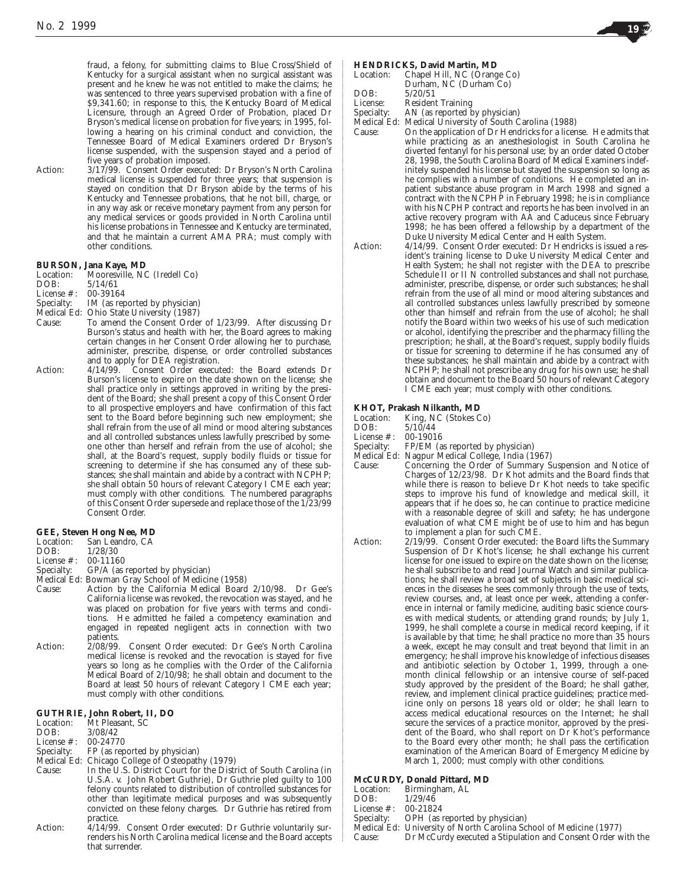fraud, a felony, for submitting claims to Blue Cross/Shield of Kentucky for a surgical assistant when no surgical assistant was present and he knew he was not entitled to make the claims; he was sentenced to three years supervised probation with a fine of $9,341.60; in response to this, the Kentucky Board of Medical Licensure, through an Agreed Order of Probation, placed Dr Bryson's medical license on probation for five years; in 1995, following a hearing on his criminal conduct and conviction, the Tennessee Board of Medical Examiners ordered Dr Bryson's license suspended, with the suspension stayed and a period of five years of probation imposed.

Action: 3/17/99. Consent Order executed: Dr Bryson's North Carolina medical license is suspended for three years; that suspension is stayed on condition that Dr Bryson abide by the terms of his Kentucky and Tennessee probations, that he not bill, charge, or in any way ask or receive monetary payment from any person for any medical services or goods provided in North Carolina until his license probations in Tennessee and Kentucky are terminated, and that he maintain a current AMA PRA; must comply with other conditions.

**BURSON, Jana Kaye, MD**

Location: Mooresville, NC (Iredell Co)
DOB: 5/14/61
License #: 00-39164
Specialty: IM (as reported by physician)
Medical Ed: Ohio State University (1987)

Cause: To amend the Consent Order of 1/23/99. After discussing Dr Burson's status and health with her, the Board agrees to making certain changes in her Consent Order allowing her to purchase, administer, prescribe, dispense, or order controlled substances and to apply for DEA registration.

Action: 4/14/99. Consent Order executed: the Board extends Dr Burson's license to expire on the date shown on the license; she shall practice only in settings approved in writing by the president of the Board; she shall present a copy of this Consent Order to all prospective employers and have confirmation of this fact sent to the Board before beginning such new employment; she shall refrain from the use of all mind or mood altering substances and all controlled substances unless lawfully prescribed by someone other than herself and refrain from the use of alcohol; she shall, at the Board's request, supply bodily fluids or tissue for screening to determine if she has consumed any of these substances; she shall maintain and abide by a contract with NCPHP; she shall obtain 50 hours of relevant Category I CME each year; must comply with other conditions. The numbered paragraphs of this Consent Order supersede and replace those of the 1/23/99 Consent Order.

**GEE, Steven Hong Nee, MD**

Location: San Leandro, CA
DOB: 1/28/30
License #: 00-11160
Specialty: GP/A (as reported by physician)
Medical Ed: Bowman Gray School of Medicine (1958)

Cause: Action by the California Medical Board 2/10/98. Dr Gee's California license was revoked, the revocation was stayed, and he was placed on probation for five years with terms and conditions. He admitted he failed a competency examination and engaged in repeated negligent acts in connection with two patients.

Action: 2/08/99. Consent Order executed: Dr Gee's North Carolina medical license is revoked and the revocation is stayed for five years so long as he complies with the Order of the California Medical Board of 2/10/98; he shall obtain and document to the Board at least 50 hours of relevant Category I CME each year; must comply with other conditions.

**GUTHRIE, John Robert, II, DO**

Location: Mt Pleasant, SC
DOB: 3/08/42
License #: 00-24770
Specialty: FP (as reported by physician)
Medical Ed: Chicago College of Osteopathy (1979)

Cause: In the U.S. District Court for the District of South Carolina (in U.S.A. v. John Robert Guthrie), Dr Guthrie pled guilty to 100 felony counts related to distribution of controlled substances for other than legitimate medical purposes and was subsequently convicted on these felony charges. Dr Guthrie has retired from practice.

Action: 4/14/99. Consent Order executed: Dr Guthrie voluntarily surrenders his North Carolina medical license and the Board accepts that surrender.

**HENDRICKS, David Martin, MD**

Location: Chapel Hill, NC (Orange Co)
Durham, NC (Durham Co)
DOB: 5/20/51
License: Resident Training
Specialty: AN (as reported by physician)
Medical Ed: Medical University of South Carolina (1988)

Cause: On the application of Dr Hendricks for a license. He admits that while practicing as an anesthesiologist in South Carolina he diverted fentanyl for his personal use; by an order dated October 28, 1998, the South Carolina Board of Medical Examiners indefinitely suspended his license but stayed the suspension so long as he complies with a number of conditions. He completed an inpatient substance abuse program in March 1998 and signed a contract with the NCPHP in February 1998; he is in compliance with his NCPHP contract and reports he has been involved in an active recovery program with AA and Caduceus since February 1998; he has been offered a fellowship by a department of the Duke University Medical Center and Health System.

Action: 4/14/99. Consent Order executed: Dr Hendricks is issued a resident's training license to Duke University Medical Center and Health System; he shall not register with the DEA to prescribe Schedule II or II N controlled substances and shall not purchase, administer, prescribe, dispense, or order such substances; he shall refrain from the use of all mind or mood altering substances and all controlled substances unless lawfully prescribed by someone other than himself and refrain from the use of alcohol; he shall notify the Board within two weeks of his use of such medication or alcohol, identifying the prescriber and the pharmacy filling the prescription; he shall, at the Board's request, supply bodily fluids or tissue for screening to determine if he has consumed any of these substances; he shall maintain and abide by a contract with NCPHP; he shall not prescribe any drug for his own use; he shall obtain and document to the Board 50 hours of relevant Category I CME each year; must comply with other conditions.

**KHOT, Prakash Nilkanth, MD**

Location: King, NC (Stokes Co)
DOB: 5/10/44
License #: 00-19016
Specialty: FP/EM (as reported by physician)
Medical Ed: Nagpur Medical College, India (1967)

Cause: Concerning the Order of Summary Suspension and Notice of Charges of 12/23/98. Dr Khot admits and the Board finds that while there is reason to believe Dr Khot needs to take specific steps to improve his fund of knowledge and medical skill, it appears that if he does so, he can continue to practice medicine with a reasonable degree of skill and safety; he has undergone evaluation of what CME might be of use to him and has begun to implement a plan for such CME.

Action: 2/19/99. Consent Order executed: the Board lifts the Summary Suspension of Dr Khot's license; he shall exchange his current license for one issued to expire on the date shown on the license; he shall subscribe to and read Journal Watch and similar publications; he shall review a broad set of subjects in basic medical sciences in the diseases he sees commonly through the use of texts, review courses, and, at least once per week, attending a conference in internal or family medicine, auditing basic science courses with medical students, or attending grand rounds; by July 1, 1999, he shall complete a course in medical record keeping, if it is available by that time; he shall practice no more than 35 hours a week, except he may consult and treat beyond that limit in an emergency; he shall improve his knowledge of infectious diseases and antibiotic selection by October 1, 1999, through a one-month clinical fellowship or an intensive course of self-paced study approved by the president of the Board; he shall gather, review, and implement clinical practice guidelines; practice medicine only on persons 18 years old or older; he shall learn to access medical educational resources on the Internet; he shall secure the services of a practice monitor, approved by the president of the Board, who shall report on Dr Khot's performance to the Board every other month; he shall pass the certification examination of the American Board of Emergency Medicine by March 1, 2000; must comply with other conditions.

**McCURDY, Donald Pittard, MD**

Location: Birmingham, AL
DOB: 1/29/46
License #: 00-21824
Specialty: OPH (as reported by physician)
Medical Ed: University of North Carolina School of Medicine (1977)

Cause: Dr McCurdy executed a Stipulation and Consent Order with the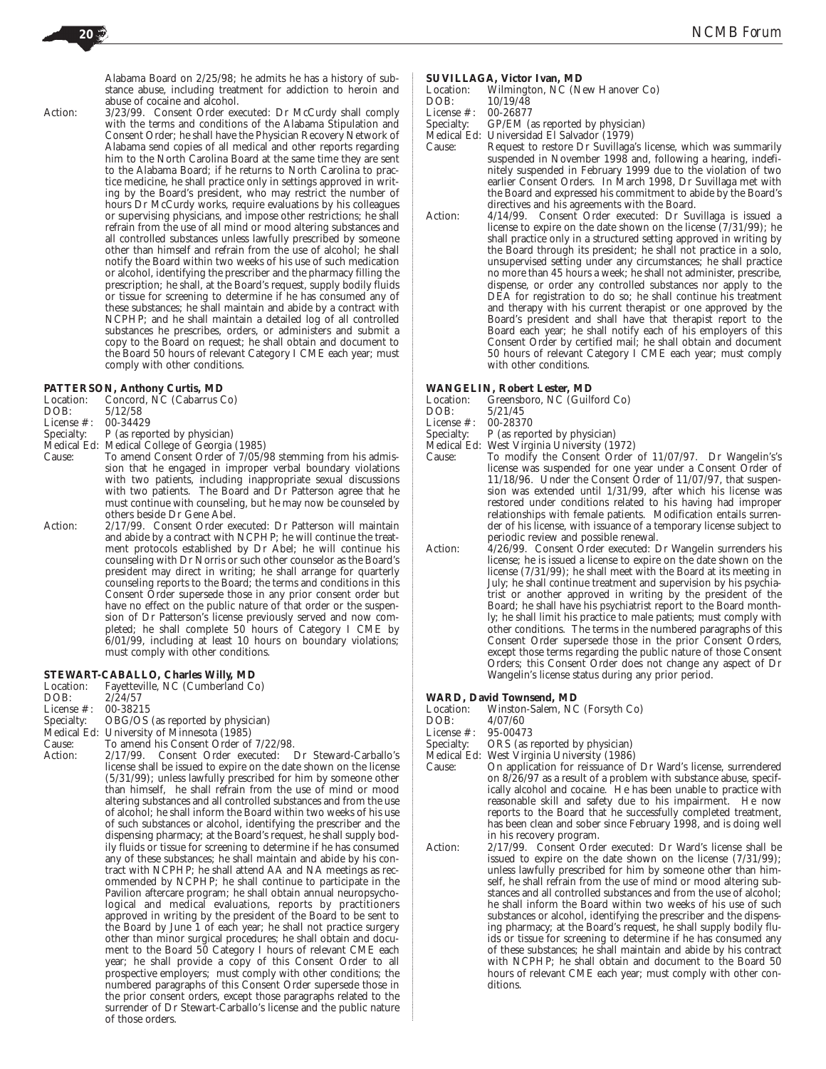Alabama Board on 2/25/98; he admits he has a history of substance abuse, including treatment for addiction to heroin and abuse of cocaine and alcohol.

Action: 3/23/99. Consent Order executed: Dr McCurdy shall comply with the terms and conditions of the Alabama Stipulation and Consent Order; he shall have the Physician Recovery Network of Alabama send copies of all medical and other reports regarding him to the North Carolina Board at the same time they are sent to the Alabama Board; if he returns to North Carolina to practice medicine, he shall practice only in settings approved in writing by the Board's president, who may restrict the number of hours Dr McCurdy works, require evaluations by his colleagues or supervising physicians, and impose other restrictions; he shall refrain from the use of all mind or mood altering substances and all controlled substances unless lawfully prescribed by someone other than himself and refrain from the use of alcohol; he shall notify the Board within two weeks of his use of such medication or alcohol, identifying the prescriber and the pharmacy filling the prescription; he shall, at the Board's request, supply bodily fluids or tissue for screening to determine if he has consumed any of these substances; he shall maintain and abide by a contract with NCPHP; and he shall maintain a detailed log of all controlled substances he prescribes, orders, or administers and submit a copy to the Board on request; he shall obtain and document to the Board 50 hours of relevant Category I CME each year; must comply with other conditions.

**PATTERSON, Anthony Curtis, MD**

Location: Concord, NC (Cabarrus Co)
DOB: 5/12/58
License #: 00-34429
Specialty: P (as reported by physician)
Medical Ed: Medical College of Georgia (1985)

Cause: To amend Consent Order of 7/05/98 stemming from his admission that he engaged in improper verbal boundary violations with two patients, including inappropriate sexual discussions with two patients. The Board and Dr Patterson agree that he must continue with counseling, but he may now be counseled by others beside Dr Gene Abel.

Action: 2/17/99. Consent Order executed: Dr Patterson will maintain and abide by a contract with NCPHP; he will continue the treatment protocols established by Dr Abel; he will continue his counseling with Dr Norris or such other counselor as the Board's president may direct in writing; he shall arrange for quarterly counseling reports to the Board; the terms and conditions in this Consent Order supersede those in any prior consent order but have no effect on the public nature of that order or the suspension of Dr Patterson's license previously served and now completed; he shall complete 50 hours of Category I CME by 6/01/99, including at least 10 hours on boundary violations; must comply with other conditions.

**STEWART-CABALLO, Charles Willy, MD**

Location: Fayetteville, NC (Cumberland Co)
DOB: 2/24/57
License #: 00-38215
Specialty: OBG/OS (as reported by physician)
Medical Ed: University of Minnesota (1985)

Cause: To amend his Consent Order of 7/22/98.

Action: 2/17/99. Consent Order executed: Dr Steward-Carballo's license shall be issued to expire on the date shown on the license (5/31/99); unless lawfully prescribed for him by someone other than himself, he shall refrain from the use of mind or mood altering substances and all controlled substances and from the use of alcohol; he shall inform the Board within two weeks of his use of such substances or alcohol, identifying the prescriber and the dispensing pharmacy; at the Board's request, he shall supply bodily fluids or tissue for screening to determine if he has consumed any of these substances; he shall maintain and abide by his contract with NCPHP; he shall attend AA and NA meetings as recommended by NCPHP; he shall continue to participate in the Pavilion aftercare program; he shall obtain annual neuropsychological and medical evaluations, reports by practitioners approved in writing by the president of the Board to be sent to the Board by June 1 of each year; he shall not practice surgery other than minor surgical procedures; he shall obtain and document to the Board 50 Category I hours of relevant CME each year; he shall provide a copy of this Consent Order to all prospective employers; must comply with other conditions; the numbered paragraphs of this Consent Order supersede those in the prior consent orders, except those paragraphs related to the surrender of Dr Stewart-Carballo's license and the public nature of those orders.

**SUVILLAGA, Victor Ivan, MD**

Location: Wilmington, NC (New Hanover Co)
DOB: 10/19/48
License #: 00-26877
Specialty: GP/EM (as reported by physician)
Medical Ed: Universidad El Salvador (1979)

Cause: Request to restore Dr Suvillaga's license, which was summarily suspended in November 1998 and, following a hearing, indefinitely suspended in February 1999 due to the violation of two earlier Consent Orders. In March 1998, Dr Suvillaga met with the Board and expressed his commitment to abide by the Board's directives and his agreements with the Board.

Action: 4/14/99. Consent Order executed: Dr Suvillaga is issued a license to expire on the date shown on the license (7/31/99); he shall practice only in a structured setting approved in writing by the Board through its president; he shall not practice in a solo, unsupervised setting under any circumstances; he shall practice no more than 45 hours a week; he shall not administer, prescribe, dispense, or order any controlled substances nor apply to the DEA for registration to do so; he shall continue his treatment and therapy with his current therapist or one approved by the Board's president and shall have that therapist report to the Board each year; he shall notify each of his employers of this Consent Order by certified mail; he shall obtain and document 50 hours of relevant Category I CME each year; must comply with other conditions.

**WANGELIN, Robert Lester, MD**

Location: Greensboro, NC (Guilford Co)
DOB: 5/21/45
License #: 00-28370
Specialty: P (as reported by physician)
Medical Ed: West Virginia University (1972)

Cause: To modify the Consent Order of 11/07/97. Dr Wangelin's's license was suspended for one year under a Consent Order of 11/18/96. Under the Consent Order of 11/07/97, that suspension was extended until 1/31/99, after which his license was restored under conditions related to his having had improper relationships with female patients. Modification entails surrender of his license, with issuance of a temporary license subject to periodic review and possible renewal.

Action: 4/26/99. Consent Order executed: Dr Wangelin surrenders his license; he is issued a license to expire on the date shown on the license (7/31/99); he shall meet with the Board at its meeting in July; he shall continue treatment and supervision by his psychiatrist or another approved in writing by the president of the Board; he shall have his psychiatrist report to the Board monthly; he shall limit his practice to male patients; must comply with other conditions. The terms in the numbered paragraphs of this Consent Order supersede those in the prior Consent Orders, except those terms regarding the public nature of those Consent Orders; this Consent Order does not change any aspect of Dr Wangelin's license status during any prior period.

**WARD, David Townsend, MD**

Location: Winston-Salem, NC (Forsyth Co)
DOB: 4/07/60
License #: 95-00473
Specialty: ORS (as reported by physician)
Medical Ed: West Virginia University (1986)

Cause: On application for reissuance of Dr Ward's license, surrendered on 8/26/97 as a result of a problem with substance abuse, specifically alcohol and cocaine. He has been unable to practice with reasonable skill and safety due to his impairment. He now reports to the Board that he successfully completed treatment, has been clean and sober since February 1998, and is doing well in his recovery program.

Action: 2/17/99. Consent Order executed: Dr Ward's license shall be issued to expire on the date shown on the license (7/31/99); unless lawfully prescribed for him by someone other than himself, he shall refrain from the use of mind or mood altering substances and all controlled substances and from the use of alcohol; he shall inform the Board within two weeks of his use of such substances or alcohol, identifying the prescriber and the dispensing pharmacy; at the Board's request, he shall supply bodily fluids or tissue for screening to determine if he has consumed any of these substances; he shall maintain and abide by his contract with NCPHP; he shall obtain and document to the Board 50 hours of relevant CME each year; must comply with other conditions.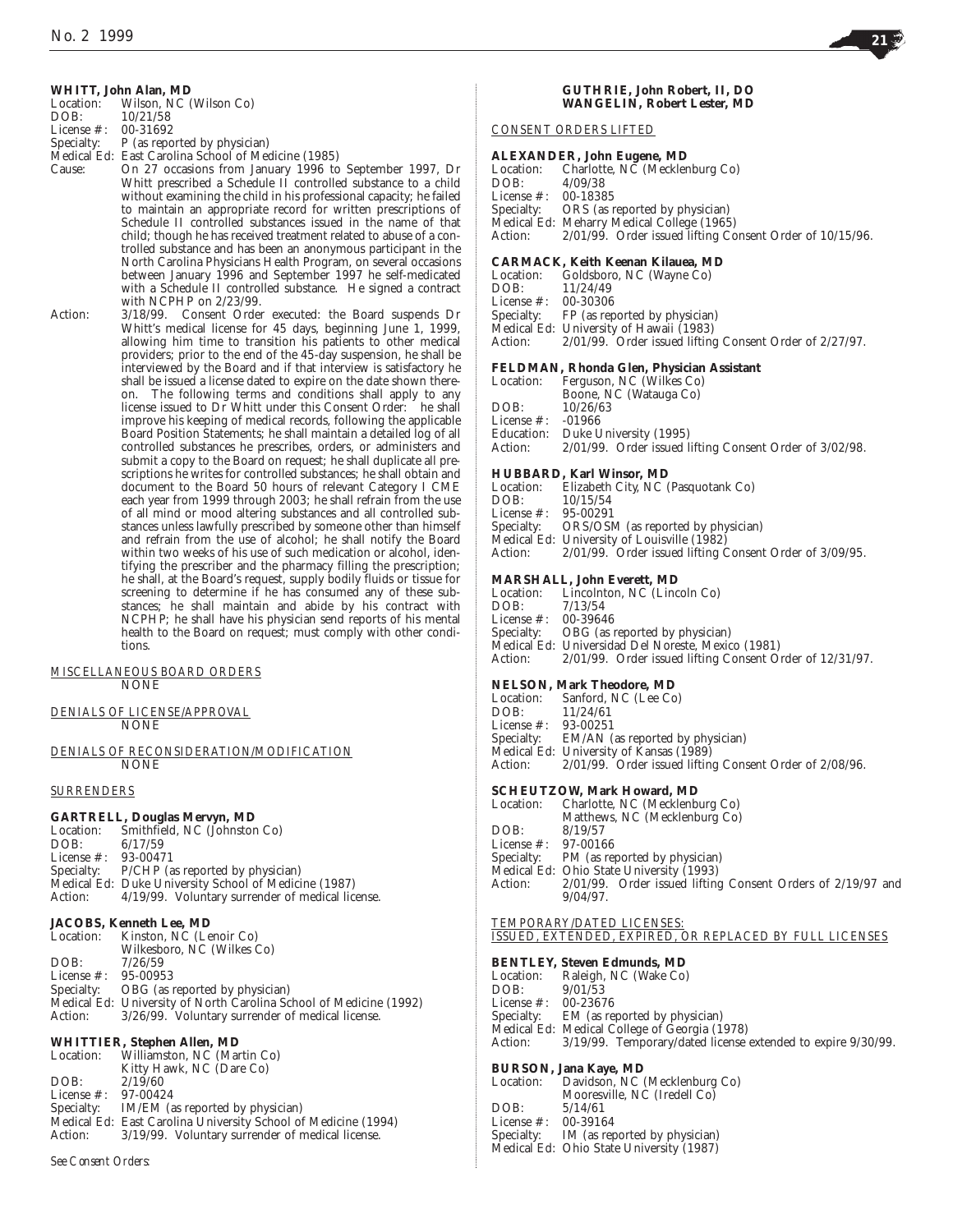**WHITT, John Alan, MD**
Location: Wilson, NC (Wilson Co)
DOB: 10/21/58
License #: 00-31692
Specialty: P (as reported by physician)
Medical Ed: East Carolina School of Medicine (1985)
Cause: On 27 occasions from January 1996 to September 1997, Dr Whitt prescribed a Schedule II controlled substance to a child without examining the child in his professional capacity; he failed to maintain an appropriate record for written prescriptions of Schedule II controlled substances issued in the name of that child; though he has received treatment related to abuse of a controlled substance and has been an anonymous participant in the North Carolina Physicians Health Program, on several occasions between January 1996 and September 1997 he self-medicated with a Schedule II controlled substance. He signed a contract with NCPHP on 2/23/99.
Action: 3/18/99. Consent Order executed: the Board suspends Dr Whitt's medical license for 45 days, beginning June 1, 1999, allowing him time to transition his patients to other medical providers; prior to the end of the 45-day suspension, he shall be interviewed by the Board and if that interview is satisfactory he shall be issued a license dated to expire on the date shown thereon. The following terms and conditions shall apply to any license issued to Dr Whitt under this Consent Order: he shall improve his keeping of medical records, following the applicable Board Position Statements; he shall maintain a detailed log of all controlled substances he prescribes, orders, or administers and submit a copy to the Board on request; he shall duplicate all prescriptions he writes for controlled substances; he shall obtain and document to the Board 50 hours of relevant Category I CME each year from 1999 through 2003; he shall refrain from the use of all mind or mood altering substances and all controlled substances unless lawfully prescribed by someone other than himself and refrain from the use of alcohol; he shall notify the Board within two weeks of his use of such medication or alcohol, identifying the prescriber and the pharmacy filling the prescription; he shall, at the Board's request, supply bodily fluids or tissue for screening to determine if he has consumed any of these substances; he shall maintain and abide by his contract with NCPHP; he shall have his physician send reports of his mental health to the Board on request; must comply with other conditions.

MISCELLANEOUS BOARD ORDERS

NONE

DENIALS OF LICENSE/APPROVAL

NONE

DENIALS OF RECONSIDERATION/MODIFICATION

NONE

SURRENDERS

**GARTRELL, Douglas Mervyn, MD**
Location: Smithfield, NC (Johnston Co)
DOB: 6/17/59
License #: 93-00471
Specialty: P/CHP (as reported by physician)
Medical Ed: Duke University School of Medicine (1987)
Action: 4/19/99. Voluntary surrender of medical license.

**JACOBS, Kenneth Lee, MD**
Location: Kinston, NC (Lenoir Co)
Wilkesboro, NC (Wilkes Co)
DOB: 7/26/59
License #: 95-00953
Specialty: OBG (as reported by physician)
Medical Ed: University of North Carolina School of Medicine (1992)
Action: 3/26/99. Voluntary surrender of medical license.

**WHITTIER, Stephen Allen, MD**
Location: Williamston, NC (Martin Co)
Kitty Hawk, NC (Dare Co)
DOB: 2/19/60
License #: 97-00424
Specialty: IM/EM (as reported by physician)
Medical Ed: East Carolina University School of Medicine (1994)
Action: 3/19/99. Voluntary surrender of medical license.

*See Consent Orders:*

**GUTHRIE, John Robert, II, DO**
**WANGELIN, Robert Lester, MD**

CONSENT ORDERS LIFTED

**ALEXANDER, John Eugene, MD**
Location: Charlotte, NC (Mecklenburg Co)
DOB: 4/09/38
License #: 00-18385
Specialty: ORS (as reported by physician)
Medical Ed: Meharry Medical College (1965)
Action: 2/01/99. Order issued lifting Consent Order of 10/15/96.

**CARMACK, Keith Keenan Kilauea, MD**
Location: Goldsboro, NC (Wayne Co)
DOB: 11/24/49
License #: 00-30306
Specialty: FP (as reported by physician)
Medical Ed: University of Hawaii (1983)
Action: 2/01/99. Order issued lifting Consent Order of 2/27/97.

**FELDMAN, Rhonda Glen, Physician Assistant**
Location: Ferguson, NC (Wilkes Co)
Boone, NC (Watauga Co)
DOB: 10/26/63
License #: -01966
Education: Duke University (1995)
Action: 2/01/99. Order issued lifting Consent Order of 3/02/98.

**HUBBARD, Karl Winsor, MD**
Location: Elizabeth City, NC (Pasquotank Co)
DOB: 10/15/54
License #: 95-00291
Specialty: ORS/OSM (as reported by physician)
Medical Ed: University of Louisville (1982)
Action: 2/01/99. Order issued lifting Consent Order of 3/09/95.

**MARSHALL, John Everett, MD**
Location: Lincolnton, NC (Lincoln Co)
DOB: 7/13/54
License #: 00-39646
Specialty: OBG (as reported by physician)
Medical Ed: Universidad Del Noreste, Mexico (1981)
Action: 2/01/99. Order issued lifting Consent Order of 12/31/97.

**NELSON, Mark Theodore, MD**
Location: Sanford, NC (Lee Co)
DOB: 11/24/61
License #: 93-00251
Specialty: EM/AN (as reported by physician)
Medical Ed: University of Kansas (1989)
Action: 2/01/99. Order issued lifting Consent Order of 2/08/96.

**SCHEUTZOW, Mark Howard, MD**
Location: Charlotte, NC (Mecklenburg Co)
Matthews, NC (Mecklenburg Co)
DOB: 8/19/57
License #: 97-00166
Specialty: PM (as reported by physician)
Medical Ed: Ohio State University (1993)
Action: 2/01/99. Order issued lifting Consent Orders of 2/19/97 and 9/04/97.

TEMPORARY/DATED LICENSES:
ISSUED, EXTENDED, EXPIRED, OR REPLACED BY FULL LICENSES

**BENTLEY, Steven Edmunds, MD**
Location: Raleigh, NC (Wake Co)
DOB: 9/01/53
License #: 00-23676
Specialty: EM (as reported by physician)
Medical Ed: Medical College of Georgia (1978)
Action: 3/19/99. Temporary/dated license extended to expire 9/30/99.

**BURSON, Jana Kaye, MD**
Location: Davidson, NC (Mecklenburg Co)
Mooresville, NC (Iredell Co)
DOB: 5/14/61
License #: 00-39164
Specialty: IM (as reported by physician)
Medical Ed: Ohio State University (1987)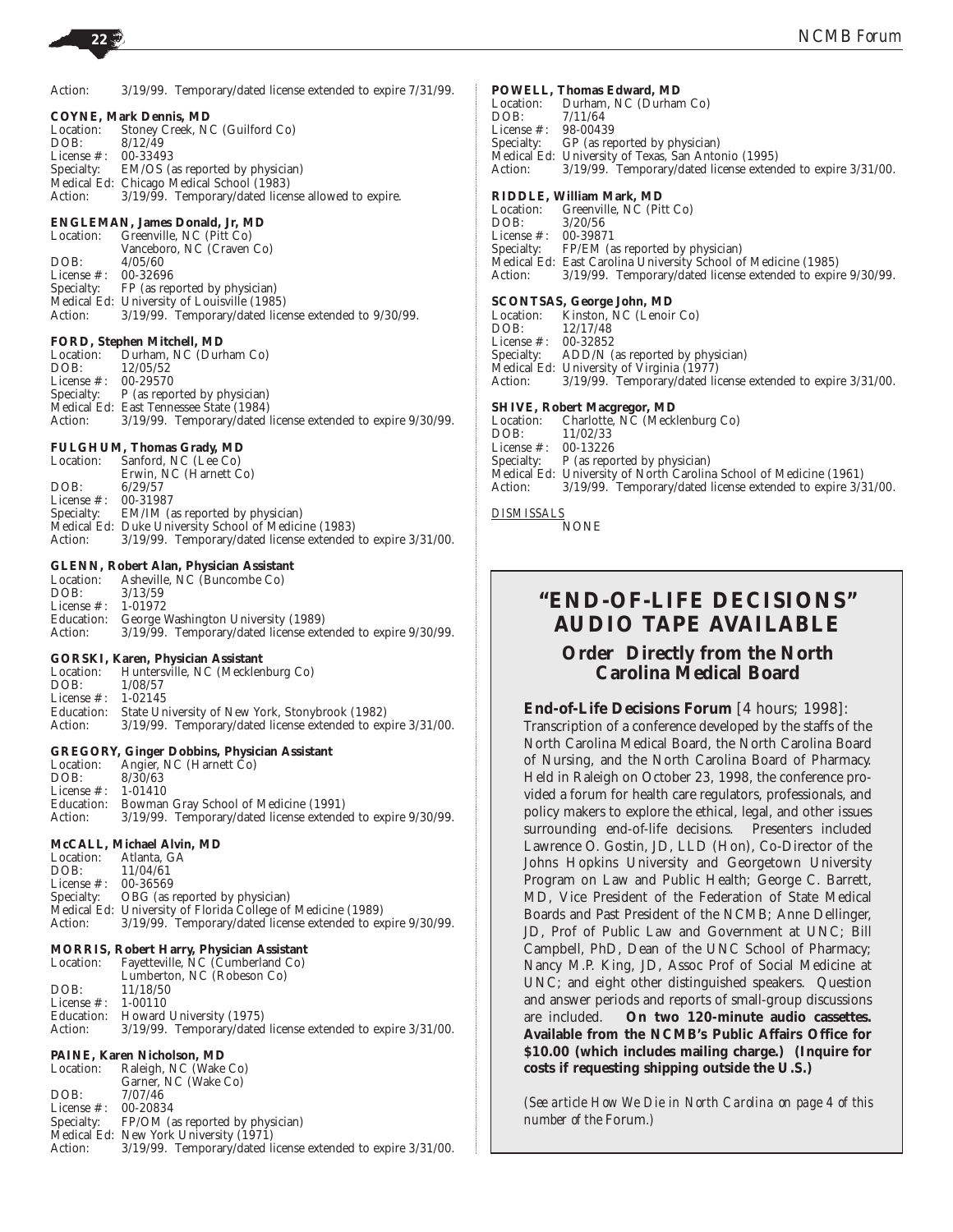Action: 3/19/99. Temporary/dated license extended to expire 7/31/99.

**COYNE, Mark Dennis, MD**
Location: Stoney Creek, NC (Guilford Co)
DOB: 8/12/49
License #: 00-33493
Specialty: EM/OS (as reported by physician)
Medical Ed: Chicago Medical School (1983)
Action: 3/19/99. Temporary/dated license allowed to expire.

**ENGLEMAN, James Donald, Jr, MD**
Location: Greenville, NC (Pitt Co)
Vanceboro, NC (Craven Co)
DOB: 4/05/60
License #: 00-32696
Specialty: FP (as reported by physician)
Medical Ed: University of Louisville (1985)
Action: 3/19/99. Temporary/dated license extended to 9/30/99.

**FORD, Stephen Mitchell, MD**
Location: Durham, NC (Durham Co)
DOB: 12/05/52
License #: 00-29570
Specialty: P (as reported by physician)
Medical Ed: East Tennessee State (1984)
Action: 3/19/99. Temporary/dated license extended to expire 9/30/99.

**FULGHUM, Thomas Grady, MD**
Location: Sanford, NC (Lee Co)
Erwin, NC (Harnett Co)
DOB: 6/29/57
License #: 00-31987
Specialty: EM/IM (as reported by physician)
Medical Ed: Duke University School of Medicine (1983)
Action: 3/19/99. Temporary/dated license extended to expire 3/31/00.

**GLENN, Robert Alan, Physician Assistant**
Location: Asheville, NC (Buncombe Co)
DOB: 3/13/59
License #: 1-01972
Education: George Washington University (1989)
Action: 3/19/99. Temporary/dated license extended to expire 9/30/99.

**GORSKI, Karen, Physician Assistant**
Location: Huntersville, NC (Mecklenburg Co)
DOB: 1/08/57
License #: 1-02145
Education: State University of New York, Stonybrook (1982)
Action: 3/19/99. Temporary/dated license extended to expire 3/31/00.

**GREGORY, Ginger Dobbins, Physician Assistant**
Location: Angier, NC (Harnett Co)
DOB: 8/30/63
License #: 1-01410
Education: Bowman Gray School of Medicine (1991)
Action: 3/19/99. Temporary/dated license extended to expire 9/30/99.

**McCALL, Michael Alvin, MD**
Location: Atlanta, GA
DOB: 11/04/61
License #: 00-36569
Specialty: OBG (as reported by physician)
Medical Ed: University of Florida College of Medicine (1989)
Action: 3/19/99. Temporary/dated license extended to expire 9/30/99.

**MORRIS, Robert Harry, Physician Assistant**
Location: Fayetteville, NC (Cumberland Co)
Lumberton, NC (Robeson Co)
DOB: 11/18/50
License #: 1-00110
Education: Howard University (1975)
Action: 3/19/99. Temporary/dated license extended to expire 3/31/00.

**PAINE, Karen Nicholson, MD**
Location: Raleigh, NC (Wake Co)
Garner, NC (Wake Co)
DOB: 7/07/46
License #: 00-20834
Specialty: FP/OM (as reported by physician)
Medical Ed: New York University (1971)
Action: 3/19/99. Temporary/dated license extended to expire 3/31/00.

**POWELL, Thomas Edward, MD**
Location: Durham, NC (Durham Co)
DOB: 7/11/64
License #: 98-00439
Specialty: GP (as reported by physician)
Medical Ed: University of Texas, San Antonio (1995)
Action: 3/19/99. Temporary/dated license extended to expire 3/31/00.

**RIDDLE, William Mark, MD**
Location: Greenville, NC (Pitt Co)
DOB: 3/20/56
License #: 00-39871
Specialty: FP/EM (as reported by physician)
Medical Ed: East Carolina University School of Medicine (1985)
Action: 3/19/99. Temporary/dated license extended to expire 9/30/99.

**SCONTSAS, George John, MD**
Location: Kinston, NC (Lenoir Co)
DOB: 12/17/48
License #: 00-32852
Specialty: ADD/N (as reported by physician)
Medical Ed: University of Virginia (1977)
Action: 3/19/99. Temporary/dated license extended to expire 3/31/00.

**SHIVE, Robert Macgregor, MD**
Location: Charlotte, NC (Mecklenburg Co)
DOB: 11/02/33
License #: 00-13226
Specialty: P (as reported by physician)
Medical Ed: University of North Carolina School of Medicine (1961)
Action: 3/19/99. Temporary/dated license extended to expire 3/31/00.

DISMISSALS

NONE

## "END-OF-LIFE DECISIONS" AUDIO TAPE AVAILABLE

### Order Directly from the North Carolina Medical Board

**End-of-Life Decisions Forum** [4 hours; 1998]: Transcription of a conference developed by the staffs of the North Carolina Medical Board, the North Carolina Board of Nursing, and the North Carolina Board of Pharmacy. Held in Raleigh on October 23, 1998, the conference provided a forum for health care regulators, professionals, and policy makers to explore the ethical, legal, and other issues surrounding end-of-life decisions. Presenters included Lawrence O. Gostin, JD, LLD (Hon), Co-Director of the Johns Hopkins University and Georgetown University Program on Law and Public Health; George C. Barrett, MD, Vice President of the Federation of State Medical Boards and Past President of the NCMB; Anne Dellinger, JD, Prof of Public Law and Government at UNC; Bill Campbell, PhD, Dean of the UNC School of Pharmacy; Nancy M.P. King, JD, Assoc Prof of Social Medicine at UNC; and eight other distinguished speakers. Question and answer periods and reports of small-group discussions are included. **On two 120-minute audio cassettes. Available from the NCMB's Public Affairs Office for $10.00 (which includes mailing charge.) (Inquire for costs if requesting shipping outside the U.S.)**

*(See article How We Die in North Carolina on page 4 of this number of the Forum.)*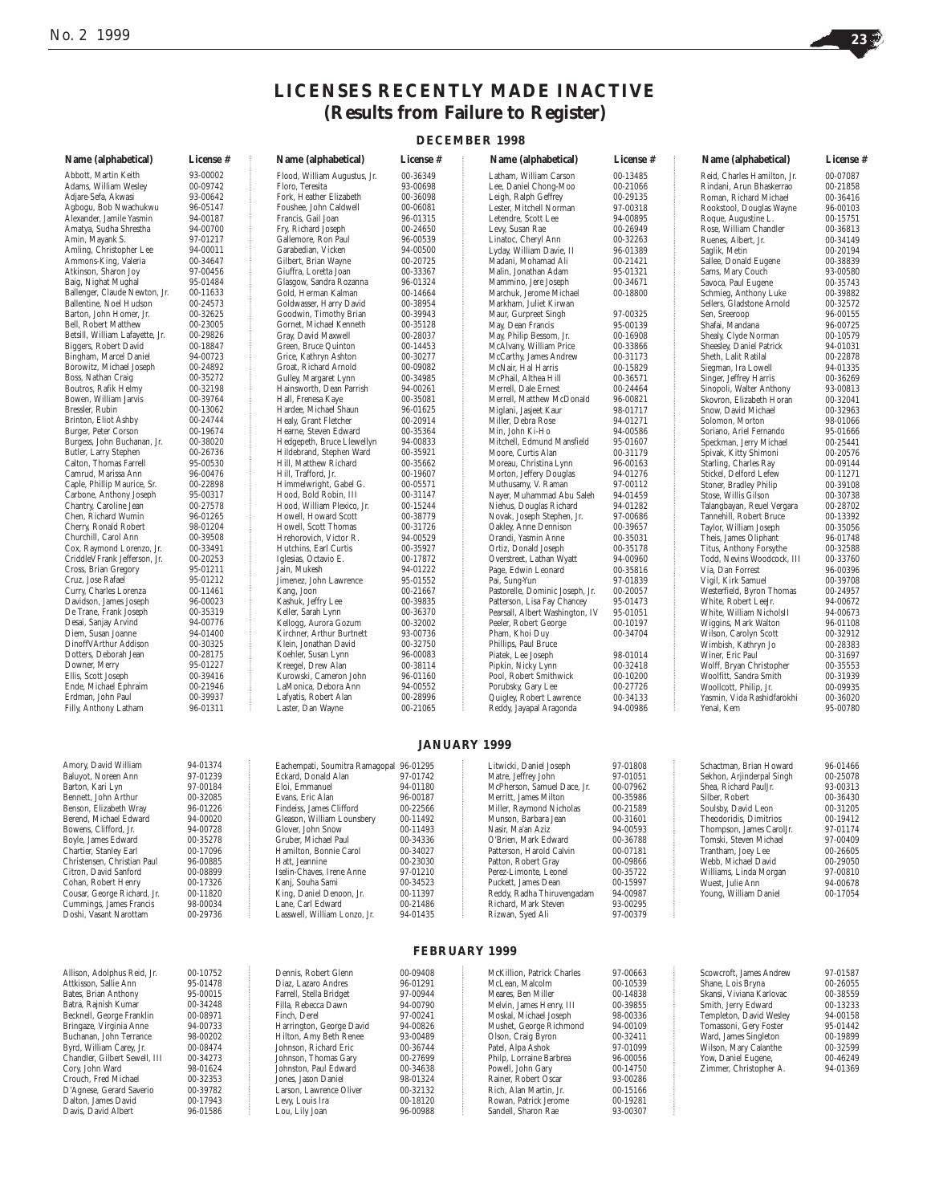# LICENSES RECENTLY MADE INACTIVE
## (Results from Failure to Register)

### DECEMBER 1998

| Name (alphabetical) | License # |
|---|---|
| Abbott, Martin Keith | 93-00002 |
| Adams, William Wesley | 00-09742 |
| Adjare-Sefa, Akwasi | 93-00642 |
| Agbogu, Bob Nwachukwu | 96-05147 |
| Alexander, Jamile Yasmin | 94-00187 |
| Amatya, Sudha Shrestha | 94-00700 |
| Amin, Mayank S. | 97-01217 |
| Amling, Christopher Lee | 94-00011 |
| Ammons-King, Valeria | 00-34647 |
| Atkinson, Sharon Joy | 97-00456 |
| Baig, Nighat Mughal | 95-01484 |
| Ballenger, Claude Newton, Jr. | 00-11633 |
| Ballentine, Noel Hudson | 00-24573 |
| Barton, John Homer, Jr. | 00-32625 |
| Bell, Robert Matthew | 00-23005 |
| Betsill, William Lafayette, Jr. | 00-29826 |
| Biggers, Robert David | 00-18847 |
| Bingham, Marcel Daniel | 94-00723 |
| Borowitz, Michael Joseph | 00-24892 |
| Boss, Nathan Craig | 00-35272 |
| Boutros, Rafik Helmy | 00-32198 |
| Bowen, William Jarvis | 00-39764 |
| Bressler, Rubin | 00-13062 |
| Brinton, Eliot Ashby | 00-24744 |
| Burger, Peter Corson | 00-19674 |
| Burgess, John Buchanan, Jr. | 00-38020 |
| Butler, Larry Stephen | 00-26736 |
| Calton, Thomas Farrell | 95-00530 |
| Camrud, Marissa Ann | 96-00476 |
| Caple, Phillip Maurice, Sr. | 00-22898 |
| Carbone, Anthony Joseph | 95-00317 |
| Chantry, Caroline Jean | 00-27578 |
| Chen, Richard Wumin | 96-01265 |
| Cherry, Ronald Robert | 98-01204 |
| Churchill, Carol Ann | 00-39508 |
| Cox, Raymond Lorenzo, Jr. | 00-33491 |
| CriddleVFrank Jefferson, Jr. | 00-20253 |
| Cross, Brian Gregory | 95-01211 |
| Cruz, Jose Rafael | 95-01212 |
| Curry, Charles Lorenza | 00-11461 |
| Davidson, James Joseph | 96-00023 |
| De Trane, Frank Joseph | 00-35319 |
| Desai, Sanjay Arvind | 94-00776 |
| Diem, Susan Joanne | 94-01400 |
| DinoffVArthur Addison | 00-30325 |
| Dotters, Deborah Jean | 00-28175 |
| Downer, Merry | 95-01227 |
| Ellis, Scott Joseph | 00-39416 |
| Ende, Michael Ephraim | 00-21946 |
| Erdman, John Paul | 00-39937 |
| Filly, Anthony Latham | 96-01311 |
| Flood, William Augustus, Jr. | 00-36349 |
| Floro, Teresita | 93-00698 |
| Fork, Heather Elizabeth | 00-36098 |
| Foushee, John Caldwell | 00-06081 |
| Francis, Gail Joan | 96-01315 |
| Fry, Richard Joseph | 00-24650 |
| Gallemore, Ron Paul | 96-00539 |
| Garabedian, Vicken | 94-00500 |
| Gilbert, Brian Wayne | 00-20725 |
| Giuffra, Loretta Joan | 00-33367 |
| Glasgow, Sandra Rozanna | 96-01324 |
| Gold, Herman Kalman | 00-14664 |
| Goldwasser, Harry David | 00-38954 |
| Goodwin, Timothy Brian | 00-39943 |
| Gornet, Michael Kenneth | 00-35128 |
| Gray, David Maxwell | 00-28037 |
| Green, Bruce Quinton | 00-14453 |
| Grice, Kathryn Ashton | 00-30277 |
| Groat, Richard Arnold | 00-09082 |
| Gulley, Margaret Lynn | 00-34985 |
| Hainsworth, Dean Parrish | 94-00261 |
| Hall, Frenesa Kaye | 00-35081 |
| Hardee, Michael Shaun | 96-01625 |
| Healy, Grant Fletcher | 00-20914 |
| Hearne, Steven Edward | 00-35364 |
| Hedgepeth, Bruce Llewellyn | 94-00833 |
| Hildebrand, Stephen Ward | 00-35921 |
| Hill, Matthew Richard | 00-35662 |
| Hill, Trafford, Jr. | 00-19607 |
| Himmelwright, Gabel G. | 00-05571 |
| Hood, Bold Robin, III | 00-31147 |
| Hood, William Plexico, Jr. | 00-15244 |
| Howell, Howard Scott | 00-38779 |
| Howell, Scott Thomas | 00-31726 |
| Hrehorovich, Victor R. | 94-00529 |
| Hutchins, Earl Curtis | 00-35927 |
| Iglesias, Octavio E. | 00-17872 |
| Jain, Mukesh | 94-01222 |
| Jimenez, John Lawrence | 95-01552 |
| Kang, Joon | 00-21667 |
| Kashuk, Jeffry Lee | 00-39835 |
| Keller, Sarah Lynn | 00-36370 |
| Kellogg, Aurora Gozum | 00-32002 |
| Kirchner, Arthur Burtnett | 93-00736 |
| Klein, Jonathan David | 00-32750 |
| Koehler, Susan Lynn | 96-00083 |
| Kreegel, Drew Alan | 00-38114 |
| Kurowski, Cameron John | 96-01160 |
| LaMonica, Debora Ann | 94-00552 |
| Lafyatis, Robert Alan | 00-28996 |
| Laster, Dan Wayne | 00-21065 |
| Latham, William Carson | 00-13485 |
| Lee, Daniel Chong-Moo | 00-21066 |
| Leigh, Ralph Geffrey | 00-29135 |
| Lester, Mitchell Norman | 97-00318 |
| Letendre, Scott Lee | 94-00895 |
| Levy, Susan Rae | 00-26949 |
| Linatoc, Cheryl Ann | 00-32263 |
| Lyday, William Davie, II | 96-01389 |
| Madani, Mohamad Ali | 00-21421 |
| Malin, Jonathan Adam | 95-01321 |
| Mammino, Jere Joseph | 00-34671 |
| Marchuk, Jerome Michael | 00-18800 |
| Markham, Juliet Kirwan | |
| Maur, Gurpreet Singh | 97-00325 |
| May, Dean Francis | 95-00139 |
| May, Philip Bessom, Jr. | 00-16908 |
| McAlvany, William Price | 00-33866 |
| McCarthy, James Andrew | 00-31173 |
| McNair, Hal Harris | 00-15829 |
| McPhail, Althea Hill | 00-36571 |
| Merrell, Dale Ernest | 00-24464 |
| Merrell, Matthew McDonald | 96-00821 |
| Miglani, Jasjeet Kaur | 98-01717 |
| Miller, Debra Rose | 94-01271 |
| Min, John Ki-Ho | 94-00586 |
| Mitchell, Edmund Mansfield | 95-01607 |
| Moore, Curtis Alan | 00-31179 |
| Moreau, Christina Lynn | 96-00163 |
| Morton, Jeffery Douglas | 94-01276 |
| Muthusamy, V. Raman | 97-00112 |
| Nayer, Muhammad Abu Saleh | 94-01459 |
| Niehus, Douglas Richard | 94-01282 |
| Novak, Joseph Stephen, Jr. | 97-00686 |
| Oakley, Anne Dennison | 00-39657 |
| Orandi, Yasmin Anne | 00-35031 |
| Ortiz, Donald Joseph | 00-35178 |
| Overstreet, Lathan Wyatt | 94-00960 |
| Page, Edwin Leonard | 00-35816 |
| Pai, Sung-Yun | 97-01839 |
| Pastorelle, Dominic Joseph, Jr. | 00-20057 |
| Patterson, Lisa Fay Chancey | 95-01473 |
| Pearsall, Albert Washington, IV | 95-01051 |
| Peeler, Robert George | 00-10197 |
| Pham, Khoi Duy | 00-34704 |
| Phillips, Paul Bruce | |
| Piatek, Lee Joseph | 98-01014 |
| Pipkin, Nicky Lynn | 00-32418 |
| Pool, Robert Smithwick | 00-10200 |
| Porubsky, Gary Lee | 00-27726 |
| Quigley, Robert Lawrence | 00-34133 |
| Reddy, Jayapal Aragonda | 94-00986 |
| Reid, Charles Hamilton, Jr. | 00-07087 |
| Rindani, Arun Bhaskerrao | 00-21858 |
| Roman, Richard Michael | 00-36416 |
| Rookstool, Douglas Wayne | 96-00103 |
| Roque, Augustine L. | 00-15751 |
| Rose, William Chandler | 00-36813 |
| Ruenes, Albert, Jr. | 00-34149 |
| Saglik, Metin | 00-20194 |
| Sallee, Donald Eugene | 00-38839 |
| Sams, Mary Couch | 93-00580 |
| Savoca, Paul Eugene | 00-35743 |
| Schmieg, Anthony Luke | 00-39882 |
| Sellers, Gladstone Arnold | 00-32572 |
| Sen, Sreeroop | 96-00155 |
| Shafai, Mandana | 96-00725 |
| Shealy, Clyde Norman | 00-10579 |
| Sheesley, Daniel Patrick | 94-01031 |
| Sheth, Lalit Ratilal | 00-22878 |
| Siegman, Ira Lowell | 94-01335 |
| Singer, Jeffrey Harris | 00-36269 |
| Sinopoli, Walter Anthony | 93-00813 |
| Skovron, Elizabeth Horan | 00-32041 |
| Snow, David Michael | 00-32963 |
| Solomon, Morton | 98-01066 |
| Soriano, Ariel Fernando | 95-01666 |
| Speckman, Jerry Michael | 00-25441 |
| Spivak, Kitty Shimoni | 00-20576 |
| Starling, Charles Ray | 00-09144 |
| Stickel, Delford Lefew | 00-11271 |
| Stoner, Bradley Philip | 00-39108 |
| Stose, Willis Gilson | 00-30738 |
| Talangbayan, Reuel Vergara | 00-28702 |
| Tannehill, Robert Bruce | 00-13392 |
| Taylor, William Joseph | 00-39056 |
| Theis, James Oliphant | 96-01748 |
| Titus, Anthony Forsythe | 00-32588 |
| Todd, Nevins Woodcock, III | 00-33760 |
| Via, Dan Forrest | 96-00396 |
| Vigil, Kirk Samuel | 00-39708 |
| Westerfield, Byron Thomas | 00-24957 |
| White, Robert LeeJr. | 94-00672 |
| White, William NicholsII | 94-00673 |
| Wiggins, Mark Walton | 96-01108 |
| Wilson, Carolyn Scott | 00-32912 |
| Wimbish, Kathryn Jo | 00-28383 |
| Winer, Eric Paul | 00-31697 |
| Wolff, Bryan Christopher | 00-35553 |
| Woolfitt, Sandra Smith | 00-31939 |
| Woollcott, Philip, Jr. | 00-09935 |
| Yasmin, Vida Rashidfarokhi | 00-36020 |
| Yenal, Kem | 95-00780 |

### JANUARY 1999

| Name (alphabetical) | License # |
|---|---|
| Amory, David William | 94-01374 |
| Baluyot, Noreen Ann | 97-01239 |
| Barton, Kari Lyn | 97-00184 |
| Bennett, John Arthur | 00-32085 |
| Benson, Elizabeth Wray | 96-01226 |
| Berend, Michael Edward | 94-00020 |
| Bowens, Clifford, Jr. | 94-00728 |
| Boyle, James Edward | 00-35278 |
| Chartier, Stanley Earl | 00-17096 |
| Christensen, Christian Paul | 96-00885 |
| Citron, David Sanford | 00-08899 |
| Cohan, Robert Henry | 00-17326 |
| Cousar, George Richard, Jr. | 00-11820 |
| Cummings, James Francis | 98-00034 |
| Doshi, Vasant Narottam | 00-29736 |
| Eachempati, Soumitra Ramagopal | 96-01295 |
| Eckard, Donald Alan | 97-01742 |
| Eloi, Emmanuel | 94-01180 |
| Evans, Eric Alan | 96-00187 |
| Findeiss, James Clifford | 00-22566 |
| Gleason, William Lounsbery | 00-11492 |
| Glover, John Snow | 00-11493 |
| Gruber, Michael Paul | 00-34336 |
| Hamilton, Bonnie Carol | 00-34027 |
| Hatt, Jeannine | 00-23030 |
| Iselin-Chaves, Irene Anne | 97-01210 |
| Kanj, Souha Sami | 00-34523 |
| King, Daniel Denoon, Jr. | 00-11397 |
| Lane, Carl Edward | 00-21486 |
| Lasswell, William Lonzo, Jr. | 94-01435 |
| Litwicki, Daniel Joseph | 97-01808 |
| Matre, Jeffrey John | 97-01051 |
| McPherson, Samuel Dace, Jr. | 00-07962 |
| Merritt, James Milton | 00-35986 |
| Miller, Raymond Nicholas | 00-21589 |
| Munson, Barbara Jean | 00-31601 |
| Nasir, Ma'an Aziz | 94-00593 |
| O'Brien, Mark Edward | 00-36788 |
| Patterson, Harold Calvin | 00-07181 |
| Patton, Robert Gray | 00-09866 |
| Perez-Limonte, Leonel | 00-35722 |
| Puckett, James Dean | 00-15997 |
| Reddy, Radha Thiruvengadam | 94-00987 |
| Richard, Mark Steven | 93-00295 |
| Rizwan, Syed Ali | 97-00379 |
| Schactman, Brian Howard | 96-01466 |
| Sekhon, Arjinderpal Singh | 00-25078 |
| Shea, Richard PaulJr. | 93-00313 |
| Silber, Robert | 00-36430 |
| Soulsby, David Leon | 00-31205 |
| Theodoridis, Dimitrios | 00-19412 |
| Thompson, James CarolJr. | 97-01174 |
| Tomski, Steven Michael | 97-00409 |
| Trantham, Joey Lee | 00-26605 |
| Webb, Michael David | 00-29050 |
| Williams, Linda Morgan | 97-00810 |
| Wuest, Julie Ann | 94-00678 |
| Young, William Daniel | 00-17054 |

### FEBRUARY 1999

| Name (alphabetical) | License # |
|---|---|
| Allison, Adolphus Reid, Jr. | 00-10752 |
| Attkisson, Sallie Ann | 95-01478 |
| Bates, Brian Anthony | 95-00015 |
| Batra, Rajnish Kumar | 00-34248 |
| Becknell, George Franklin | 00-08971 |
| Bringaze, Virginia Anne | 94-00733 |
| Buchanan, John Terrance | 98-00202 |
| Byrd, William Carey, Jr. | 00-08474 |
| Chandler, Gilbert Sewell, III | 00-34273 |
| Cory, John Ward | 98-01624 |
| Crouch, Fred Michael | 00-32353 |
| D'Agnese, Gerard Saverio | 00-39782 |
| Dalton, James David | 00-17943 |
| Davis, David Albert | 96-01586 |
| Dennis, Robert Glenn | 00-09408 |
| Diaz, Lazaro Andres | 96-01291 |
| Farrell, Stella Bridget | 97-00944 |
| Filla, Rebecca Dawn | 94-00790 |
| Finch, Derel | 97-00241 |
| Harrington, George David | 94-00826 |
| Hilton, Amy Beth Renee | 93-00489 |
| Johnson, Richard Eric | 00-36744 |
| Johnson, Thomas Gary | 00-27699 |
| Johnston, Paul Edward | 00-34638 |
| Jones, Jason Daniel | 98-01324 |
| Larson, Lawrence Oliver | 00-32132 |
| Levy, Louis Ira | 00-18120 |
| Lou, Lily Joan | 96-00988 |
| McKillion, Patrick Charles | 97-00663 |
| McLean, Malcolm | 00-10539 |
| Meares, Ben Miller | 00-14838 |
| Melvin, James Henry, III | 00-39855 |
| Moskal, Michael Joseph | 98-00336 |
| Mushet, George Richmond | 94-00109 |
| Olson, Craig Byron | 00-32411 |
| Patel, Alpa Ashok | 97-01099 |
| Philp, Lorraine Barbrea | 96-00056 |
| Powell, John Gary | 00-14750 |
| Rainer, Robert Oscar | 93-00286 |
| Rich, Alan Martin, Jr. | 00-15166 |
| Rowan, Patrick Jerome | 00-19281 |
| Sandell, Sharon Rae | 93-00307 |
| Scowcroft, James Andrew | 97-01587 |
| Shane, Lois Bryna | 00-26055 |
| Skansi, Viviana Karlovac | 00-38559 |
| Smith, Jerry Edward | 00-13233 |
| Templeton, David Wesley | 94-00158 |
| Tomassoni, Gery Foster | 95-01442 |
| Ward, James Singleton | 00-19899 |
| Wilson, Mary Calanthe | 00-32599 |
| Yow, Daniel Eugene, | 00-46249 |
| Zimmer, Christopher A. | 94-01369 |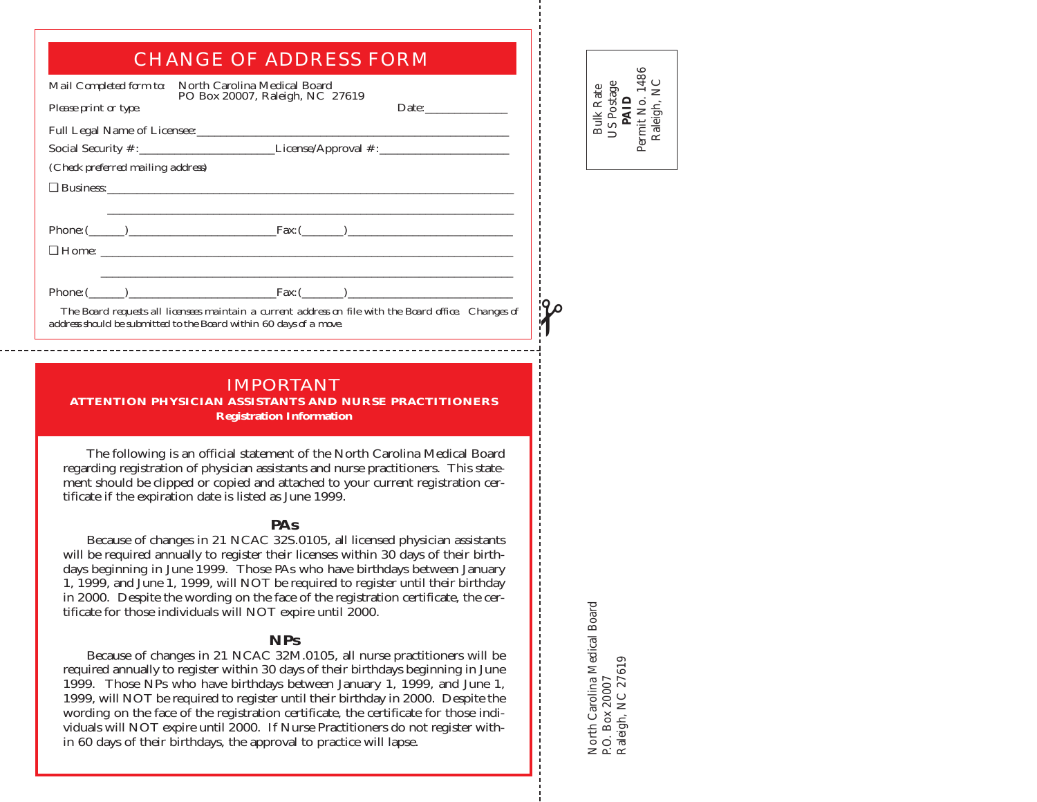# CHANGE OF ADDRESS FORM

*Mail Completed form to:* North Carolina Medical Board
PO Box 20007, Raleigh, NC 27619

*Please print or type.* Date:______________

Full Legal Name of Licensee:_______________________________________________

Social Security #:______________________ License/Approval #:______________________

*(Check preferred mailing address)*

❑ Business:_________________________________________________________________

___________________________________________________________________________

Phone: (______)_________________________ Fax: (_______)___________________________

❑ Home: ___________________________________________________________________

___________________________________________________________________________

Phone: (______)_________________________ Fax: (_______)___________________________

*The Board requests all licensees maintain a current address on file with the Board office. Changes of address should be submitted to the Board within 60 days of a move.*

Bulk Rate
US Postage
**PAID**
Permit No. 1486
Raleigh, NC

## IMPORTANT

**ATTENTION PHYSICIAN ASSISTANTS AND NURSE PRACTITIONERS**

**Registration Information**

The following is an official statement of the North Carolina Medical Board regarding registration of physician assistants and nurse practitioners. This statement should be clipped or copied and attached to your current registration certificate if the expiration date is listed as June 1999.

### PAs

Because of changes in 21 NCAC 32S.0105, all licensed physician assistants will be required annually to register their licenses within 30 days of their birthdays beginning in June 1999. Those PAs who have birthdays between January 1, 1999, and June 1, 1999, will NOT be required to register until their birthday in 2000. Despite the wording on the face of the registration certificate, the certificate for those individuals will NOT expire until 2000.

### NPs

Because of changes in 21 NCAC 32M.0105, all nurse practitioners will be required annually to register within 30 days of their birthdays beginning in June 1999. Those NPs who have birthdays between January 1, 1999, and June 1, 1999, will NOT be required to register until their birthday in 2000. Despite the wording on the face of the registration certificate, the certificate for those individuals will NOT expire until 2000. If Nurse Practitioners do not register within 60 days of their birthdays, the approval to practice will lapse.

North Carolina Medical Board
P.O. Box 20007
Raleigh, NC 27619